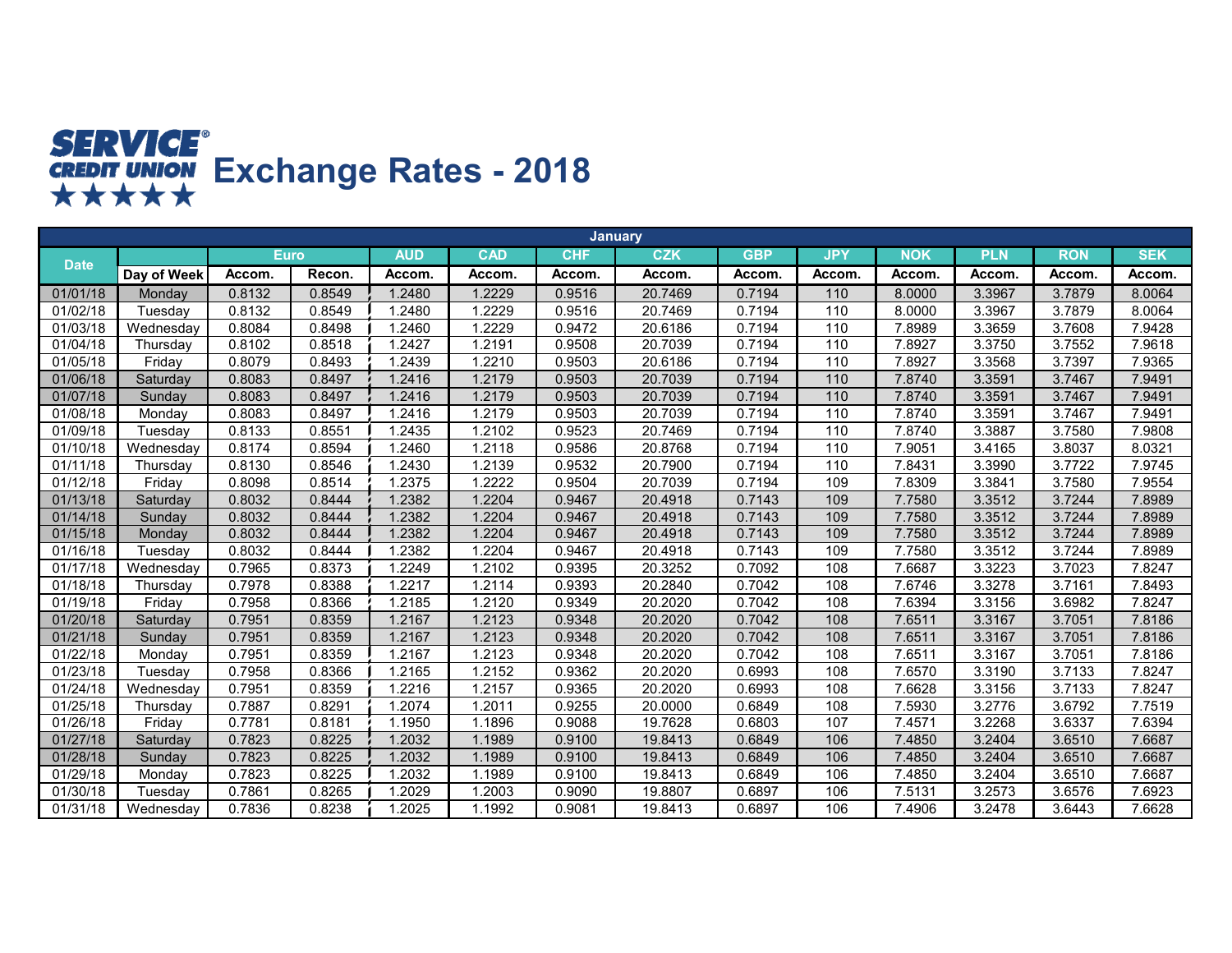# SERVICE CREDIT UNION Exchange Rates - 2018

| January | | | | | | | | | | | | | |
|---|---|---|---|---|---|---|---|---|---|---|---|---|---|
| Date | | Euro | | AUD | CAD | CHF | CZK | GBP | JPY | NOK | PLN | RON | SEK |
| | Day of Week | Accom. | Recon. | Accom. | Accom. | Accom. | Accom. | Accom. | Accom. | Accom. | Accom. | Accom. | Accom. |
| 01/01/18 | Monday | 0.8132 | 0.8549 | 1.2480 | 1.2229 | 0.9516 | 20.7469 | 0.7194 | 110 | 8.0000 | 3.3967 | 3.7879 | 8.0064 |
| 01/02/18 | Tuesday | 0.8132 | 0.8549 | 1.2480 | 1.2229 | 0.9516 | 20.7469 | 0.7194 | 110 | 8.0000 | 3.3967 | 3.7879 | 8.0064 |
| 01/03/18 | Wednesday | 0.8084 | 0.8498 | 1.2460 | 1.2229 | 0.9472 | 20.6186 | 0.7194 | 110 | 7.8989 | 3.3659 | 3.7608 | 7.9428 |
| 01/04/18 | Thursday | 0.8102 | 0.8518 | 1.2427 | 1.2191 | 0.9508 | 20.7039 | 0.7194 | 110 | 7.8927 | 3.3750 | 3.7552 | 7.9618 |
| 01/05/18 | Friday | 0.8079 | 0.8493 | 1.2439 | 1.2210 | 0.9503 | 20.6186 | 0.7194 | 110 | 7.8927 | 3.3568 | 3.7397 | 7.9365 |
| 01/06/18 | Saturday | 0.8083 | 0.8497 | 1.2416 | 1.2179 | 0.9503 | 20.7039 | 0.7194 | 110 | 7.8740 | 3.3591 | 3.7467 | 7.9491 |
| 01/07/18 | Sunday | 0.8083 | 0.8497 | 1.2416 | 1.2179 | 0.9503 | 20.7039 | 0.7194 | 110 | 7.8740 | 3.3591 | 3.7467 | 7.9491 |
| 01/08/18 | Monday | 0.8083 | 0.8497 | 1.2416 | 1.2179 | 0.9503 | 20.7039 | 0.7194 | 110 | 7.8740 | 3.3591 | 3.7467 | 7.9491 |
| 01/09/18 | Tuesday | 0.8133 | 0.8551 | 1.2435 | 1.2102 | 0.9523 | 20.7469 | 0.7194 | 110 | 7.8740 | 3.3887 | 3.7580 | 7.9808 |
| 01/10/18 | Wednesday | 0.8174 | 0.8594 | 1.2460 | 1.2118 | 0.9586 | 20.8768 | 0.7194 | 110 | 7.9051 | 3.4165 | 3.8037 | 8.0321 |
| 01/11/18 | Thursday | 0.8130 | 0.8546 | 1.2430 | 1.2139 | 0.9532 | 20.7900 | 0.7194 | 110 | 7.8431 | 3.3990 | 3.7722 | 7.9745 |
| 01/12/18 | Friday | 0.8098 | 0.8514 | 1.2375 | 1.2222 | 0.9504 | 20.7039 | 0.7194 | 109 | 7.8309 | 3.3841 | 3.7580 | 7.9554 |
| 01/13/18 | Saturday | 0.8032 | 0.8444 | 1.2382 | 1.2204 | 0.9467 | 20.4918 | 0.7143 | 109 | 7.7580 | 3.3512 | 3.7244 | 7.8989 |
| 01/14/18 | Sunday | 0.8032 | 0.8444 | 1.2382 | 1.2204 | 0.9467 | 20.4918 | 0.7143 | 109 | 7.7580 | 3.3512 | 3.7244 | 7.8989 |
| 01/15/18 | Monday | 0.8032 | 0.8444 | 1.2382 | 1.2204 | 0.9467 | 20.4918 | 0.7143 | 109 | 7.7580 | 3.3512 | 3.7244 | 7.8989 |
| 01/16/18 | Tuesday | 0.8032 | 0.8444 | 1.2382 | 1.2204 | 0.9467 | 20.4918 | 0.7143 | 109 | 7.7580 | 3.3512 | 3.7244 | 7.8989 |
| 01/17/18 | Wednesday | 0.7965 | 0.8373 | 1.2249 | 1.2102 | 0.9395 | 20.3252 | 0.7092 | 108 | 7.6687 | 3.3223 | 3.7023 | 7.8247 |
| 01/18/18 | Thursday | 0.7978 | 0.8388 | 1.2217 | 1.2114 | 0.9393 | 20.2840 | 0.7042 | 108 | 7.6746 | 3.3278 | 3.7161 | 7.8493 |
| 01/19/18 | Friday | 0.7958 | 0.8366 | 1.2185 | 1.2120 | 0.9349 | 20.2020 | 0.7042 | 108 | 7.6394 | 3.3156 | 3.6982 | 7.8247 |
| 01/20/18 | Saturday | 0.7951 | 0.8359 | 1.2167 | 1.2123 | 0.9348 | 20.2020 | 0.7042 | 108 | 7.6511 | 3.3167 | 3.7051 | 7.8186 |
| 01/21/18 | Sunday | 0.7951 | 0.8359 | 1.2167 | 1.2123 | 0.9348 | 20.2020 | 0.7042 | 108 | 7.6511 | 3.3167 | 3.7051 | 7.8186 |
| 01/22/18 | Monday | 0.7951 | 0.8359 | 1.2167 | 1.2123 | 0.9348 | 20.2020 | 0.7042 | 108 | 7.6511 | 3.3167 | 3.7051 | 7.8186 |
| 01/23/18 | Tuesday | 0.7958 | 0.8366 | 1.2165 | 1.2152 | 0.9362 | 20.2020 | 0.6993 | 108 | 7.6570 | 3.3190 | 3.7133 | 7.8247 |
| 01/24/18 | Wednesday | 0.7951 | 0.8359 | 1.2216 | 1.2157 | 0.9365 | 20.2020 | 0.6993 | 108 | 7.6628 | 3.3156 | 3.7133 | 7.8247 |
| 01/25/18 | Thursday | 0.7887 | 0.8291 | 1.2074 | 1.2011 | 0.9255 | 20.0000 | 0.6849 | 108 | 7.5930 | 3.2776 | 3.6792 | 7.7519 |
| 01/26/18 | Friday | 0.7781 | 0.8181 | 1.1950 | 1.1896 | 0.9088 | 19.7628 | 0.6803 | 107 | 7.4571 | 3.2268 | 3.6337 | 7.6394 |
| 01/27/18 | Saturday | 0.7823 | 0.8225 | 1.2032 | 1.1989 | 0.9100 | 19.8413 | 0.6849 | 106 | 7.4850 | 3.2404 | 3.6510 | 7.6687 |
| 01/28/18 | Sunday | 0.7823 | 0.8225 | 1.2032 | 1.1989 | 0.9100 | 19.8413 | 0.6849 | 106 | 7.4850 | 3.2404 | 3.6510 | 7.6687 |
| 01/29/18 | Monday | 0.7823 | 0.8225 | 1.2032 | 1.1989 | 0.9100 | 19.8413 | 0.6849 | 106 | 7.4850 | 3.2404 | 3.6510 | 7.6687 |
| 01/30/18 | Tuesday | 0.7861 | 0.8265 | 1.2029 | 1.2003 | 0.9090 | 19.8807 | 0.6897 | 106 | 7.5131 | 3.2573 | 3.6576 | 7.6923 |
| 01/31/18 | Wednesday | 0.7836 | 0.8238 | 1.2025 | 1.1992 | 0.9081 | 19.8413 | 0.6897 | 106 | 7.4906 | 3.2478 | 3.6443 | 7.6628 |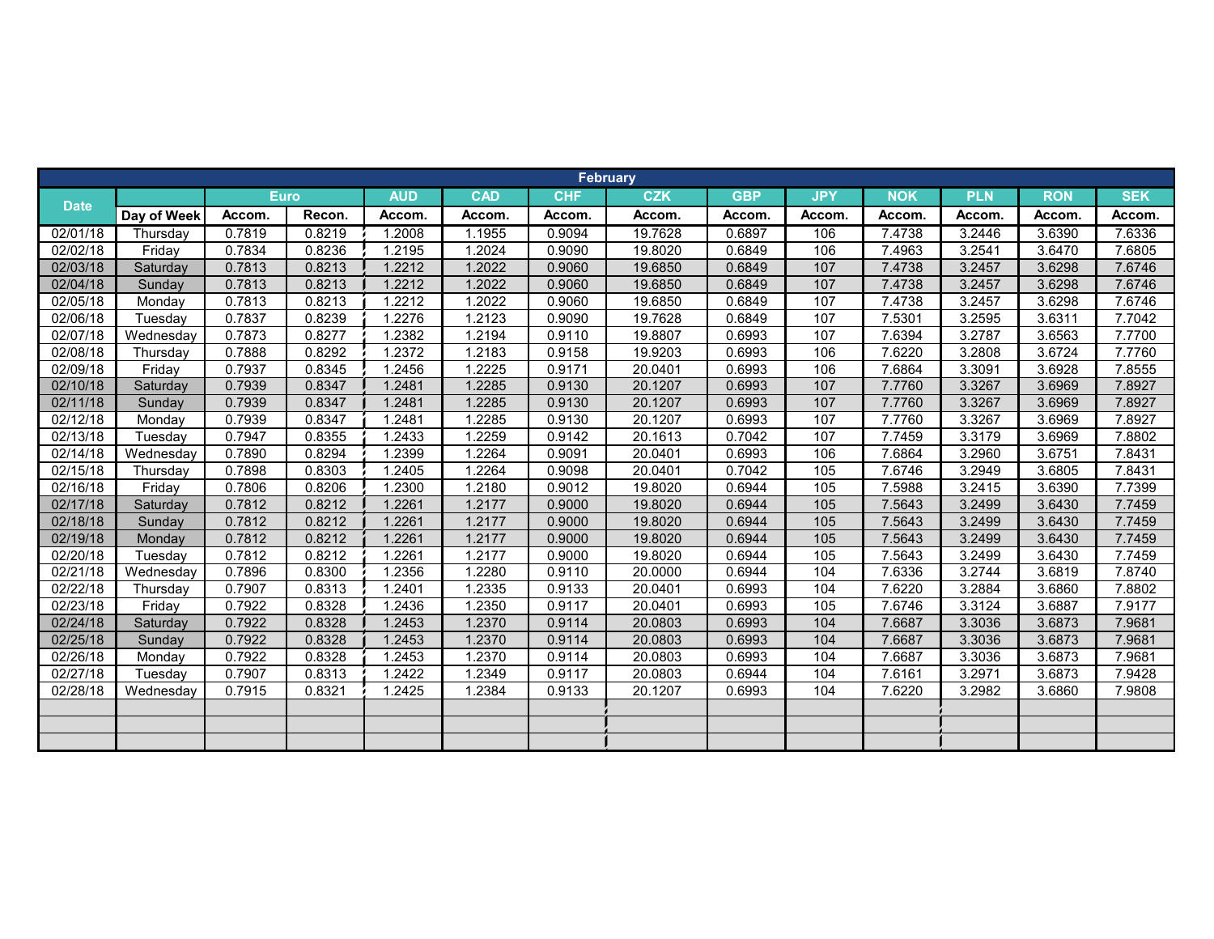| February | | | | | | | | | | | | | | |
|---|---|---|---|---|---|---|---|---|---|---|---|---|---|---|
| Date | | Euro | | AUD | CAD | CHF | CZK | GBP | JPY | NOK | PLN | RON | SEK |
| | Day of Week | Accom. | Recon. | Accom. | Accom. | Accom. | Accom. | Accom. | Accom. | Accom. | Accom. | Accom. | Accom. |
| 02/01/18 | Thursday | 0.7819 | 0.8219 | 1.2008 | 1.1955 | 0.9094 | 19.7628 | 0.6897 | 106 | 7.4738 | 3.2446 | 3.6390 | 7.6336 |
| 02/02/18 | Friday | 0.7834 | 0.8236 | 1.2195 | 1.2024 | 0.9090 | 19.8020 | 0.6849 | 106 | 7.4963 | 3.2541 | 3.6470 | 7.6805 |
| 02/03/18 | Saturday | 0.7813 | 0.8213 | 1.2212 | 1.2022 | 0.9060 | 19.6850 | 0.6849 | 107 | 7.4738 | 3.2457 | 3.6298 | 7.6746 |
| 02/04/18 | Sunday | 0.7813 | 0.8213 | 1.2212 | 1.2022 | 0.9060 | 19.6850 | 0.6849 | 107 | 7.4738 | 3.2457 | 3.6298 | 7.6746 |
| 02/05/18 | Monday | 0.7813 | 0.8213 | 1.2212 | 1.2022 | 0.9060 | 19.6850 | 0.6849 | 107 | 7.4738 | 3.2457 | 3.6298 | 7.6746 |
| 02/06/18 | Tuesday | 0.7837 | 0.8239 | 1.2276 | 1.2123 | 0.9090 | 19.7628 | 0.6849 | 107 | 7.5301 | 3.2595 | 3.6311 | 7.7042 |
| 02/07/18 | Wednesday | 0.7873 | 0.8277 | 1.2382 | 1.2194 | 0.9110 | 19.8807 | 0.6993 | 107 | 7.6394 | 3.2787 | 3.6563 | 7.7700 |
| 02/08/18 | Thursday | 0.7888 | 0.8292 | 1.2372 | 1.2183 | 0.9158 | 19.9203 | 0.6993 | 106 | 7.6220 | 3.2808 | 3.6724 | 7.7760 |
| 02/09/18 | Friday | 0.7937 | 0.8345 | 1.2456 | 1.2225 | 0.9171 | 20.0401 | 0.6993 | 106 | 7.6864 | 3.3091 | 3.6928 | 7.8555 |
| 02/10/18 | Saturday | 0.7939 | 0.8347 | 1.2481 | 1.2285 | 0.9130 | 20.1207 | 0.6993 | 107 | 7.7760 | 3.3267 | 3.6969 | 7.8927 |
| 02/11/18 | Sunday | 0.7939 | 0.8347 | 1.2481 | 1.2285 | 0.9130 | 20.1207 | 0.6993 | 107 | 7.7760 | 3.3267 | 3.6969 | 7.8927 |
| 02/12/18 | Monday | 0.7939 | 0.8347 | 1.2481 | 1.2285 | 0.9130 | 20.1207 | 0.6993 | 107 | 7.7760 | 3.3267 | 3.6969 | 7.8927 |
| 02/13/18 | Tuesday | 0.7947 | 0.8355 | 1.2433 | 1.2259 | 0.9142 | 20.1613 | 0.7042 | 107 | 7.7459 | 3.3179 | 3.6969 | 7.8802 |
| 02/14/18 | Wednesday | 0.7890 | 0.8294 | 1.2399 | 1.2264 | 0.9091 | 20.0401 | 0.6993 | 106 | 7.6864 | 3.2960 | 3.6751 | 7.8431 |
| 02/15/18 | Thursday | 0.7898 | 0.8303 | 1.2405 | 1.2264 | 0.9098 | 20.0401 | 0.7042 | 105 | 7.6746 | 3.2949 | 3.6805 | 7.8431 |
| 02/16/18 | Friday | 0.7806 | 0.8206 | 1.2300 | 1.2180 | 0.9012 | 19.8020 | 0.6944 | 105 | 7.5988 | 3.2415 | 3.6390 | 7.7399 |
| 02/17/18 | Saturday | 0.7812 | 0.8212 | 1.2261 | 1.2177 | 0.9000 | 19.8020 | 0.6944 | 105 | 7.5643 | 3.2499 | 3.6430 | 7.7459 |
| 02/18/18 | Sunday | 0.7812 | 0.8212 | 1.2261 | 1.2177 | 0.9000 | 19.8020 | 0.6944 | 105 | 7.5643 | 3.2499 | 3.6430 | 7.7459 |
| 02/19/18 | Monday | 0.7812 | 0.8212 | 1.2261 | 1.2177 | 0.9000 | 19.8020 | 0.6944 | 105 | 7.5643 | 3.2499 | 3.6430 | 7.7459 |
| 02/20/18 | Tuesday | 0.7812 | 0.8212 | 1.2261 | 1.2177 | 0.9000 | 19.8020 | 0.6944 | 105 | 7.5643 | 3.2499 | 3.6430 | 7.7459 |
| 02/21/18 | Wednesday | 0.7896 | 0.8300 | 1.2356 | 1.2280 | 0.9110 | 20.0000 | 0.6944 | 104 | 7.6336 | 3.2744 | 3.6819 | 7.8740 |
| 02/22/18 | Thursday | 0.7907 | 0.8313 | 1.2401 | 1.2335 | 0.9133 | 20.0401 | 0.6993 | 104 | 7.6220 | 3.2884 | 3.6860 | 7.8802 |
| 02/23/18 | Friday | 0.7922 | 0.8328 | 1.2436 | 1.2350 | 0.9117 | 20.0401 | 0.6993 | 105 | 7.6746 | 3.3124 | 3.6887 | 7.9177 |
| 02/24/18 | Saturday | 0.7922 | 0.8328 | 1.2453 | 1.2370 | 0.9114 | 20.0803 | 0.6993 | 104 | 7.6687 | 3.3036 | 3.6873 | 7.9681 |
| 02/25/18 | Sunday | 0.7922 | 0.8328 | 1.2453 | 1.2370 | 0.9114 | 20.0803 | 0.6993 | 104 | 7.6687 | 3.3036 | 3.6873 | 7.9681 |
| 02/26/18 | Monday | 0.7922 | 0.8328 | 1.2453 | 1.2370 | 0.9114 | 20.0803 | 0.6993 | 104 | 7.6687 | 3.3036 | 3.6873 | 7.9681 |
| 02/27/18 | Tuesday | 0.7907 | 0.8313 | 1.2422 | 1.2349 | 0.9117 | 20.0803 | 0.6944 | 104 | 7.6161 | 3.2971 | 3.6873 | 7.9428 |
| 02/28/18 | Wednesday | 0.7915 | 0.8321 | 1.2425 | 1.2384 | 0.9133 | 20.1207 | 0.6993 | 104 | 7.6220 | 3.2982 | 3.6860 | 7.9808 |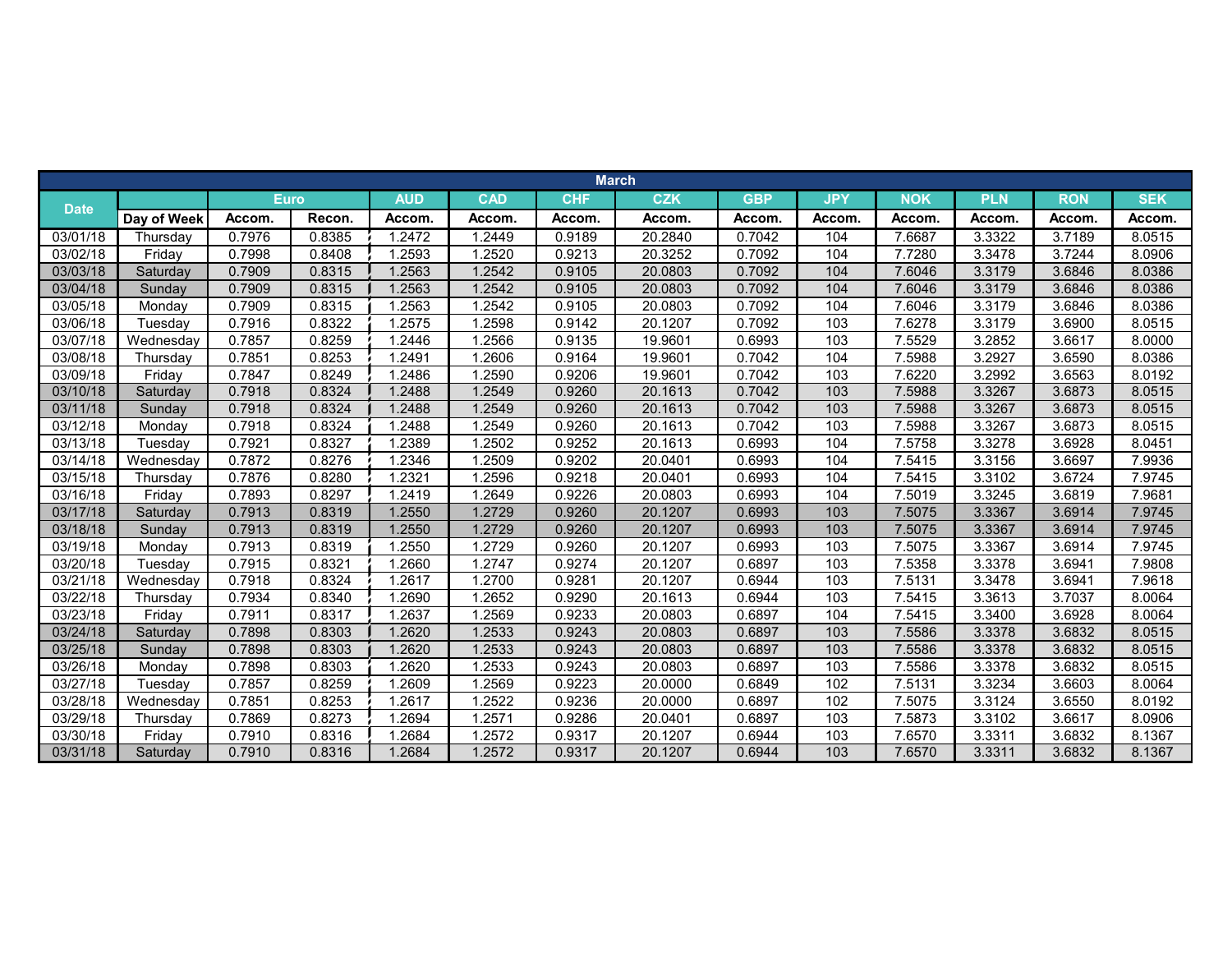| March | | | | | | | | | | | | | |
|---|---|---|---|---|---|---|---|---|---|---|---|---|---|
| Date | | Euro | | AUD | CAD | CHF | CZK | GBP | JPY | NOK | PLN | RON | SEK |
| | Day of Week | Accom. | Recon. | Accom. | Accom. | Accom. | Accom. | Accom. | Accom. | Accom. | Accom. | Accom. | Accom. |
| 03/01/18 | Thursday | 0.7976 | 0.8385 | 1.2472 | 1.2449 | 0.9189 | 20.2840 | 0.7042 | 104 | 7.6687 | 3.3322 | 3.7189 | 8.0515 |
| 03/02/18 | Friday | 0.7998 | 0.8408 | 1.2593 | 1.2520 | 0.9213 | 20.3252 | 0.7092 | 104 | 7.7280 | 3.3478 | 3.7244 | 8.0906 |
| 03/03/18 | Saturday | 0.7909 | 0.8315 | 1.2563 | 1.2542 | 0.9105 | 20.0803 | 0.7092 | 104 | 7.6046 | 3.3179 | 3.6846 | 8.0386 |
| 03/04/18 | Sunday | 0.7909 | 0.8315 | 1.2563 | 1.2542 | 0.9105 | 20.0803 | 0.7092 | 104 | 7.6046 | 3.3179 | 3.6846 | 8.0386 |
| 03/05/18 | Monday | 0.7909 | 0.8315 | 1.2563 | 1.2542 | 0.9105 | 20.0803 | 0.7092 | 104 | 7.6046 | 3.3179 | 3.6846 | 8.0386 |
| 03/06/18 | Tuesday | 0.7916 | 0.8322 | 1.2575 | 1.2598 | 0.9142 | 20.1207 | 0.7092 | 103 | 7.6278 | 3.3179 | 3.6900 | 8.0515 |
| 03/07/18 | Wednesday | 0.7857 | 0.8259 | 1.2446 | 1.2566 | 0.9135 | 19.9601 | 0.6993 | 103 | 7.5529 | 3.2852 | 3.6617 | 8.0000 |
| 03/08/18 | Thursday | 0.7851 | 0.8253 | 1.2491 | 1.2606 | 0.9164 | 19.9601 | 0.7042 | 104 | 7.5988 | 3.2927 | 3.6590 | 8.0386 |
| 03/09/18 | Friday | 0.7847 | 0.8249 | 1.2486 | 1.2590 | 0.9206 | 19.9601 | 0.7042 | 103 | 7.6220 | 3.2992 | 3.6563 | 8.0192 |
| 03/10/18 | Saturday | 0.7918 | 0.8324 | 1.2488 | 1.2549 | 0.9260 | 20.1613 | 0.7042 | 103 | 7.5988 | 3.3267 | 3.6873 | 8.0515 |
| 03/11/18 | Sunday | 0.7918 | 0.8324 | 1.2488 | 1.2549 | 0.9260 | 20.1613 | 0.7042 | 103 | 7.5988 | 3.3267 | 3.6873 | 8.0515 |
| 03/12/18 | Monday | 0.7918 | 0.8324 | 1.2488 | 1.2549 | 0.9260 | 20.1613 | 0.7042 | 103 | 7.5988 | 3.3267 | 3.6873 | 8.0515 |
| 03/13/18 | Tuesday | 0.7921 | 0.8327 | 1.2389 | 1.2502 | 0.9252 | 20.1613 | 0.6993 | 104 | 7.5758 | 3.3278 | 3.6928 | 8.0451 |
| 03/14/18 | Wednesday | 0.7872 | 0.8276 | 1.2346 | 1.2509 | 0.9202 | 20.0401 | 0.6993 | 104 | 7.5415 | 3.3156 | 3.6697 | 7.9936 |
| 03/15/18 | Thursday | 0.7876 | 0.8280 | 1.2321 | 1.2596 | 0.9218 | 20.0401 | 0.6993 | 104 | 7.5415 | 3.3102 | 3.6724 | 7.9745 |
| 03/16/18 | Friday | 0.7893 | 0.8297 | 1.2419 | 1.2649 | 0.9226 | 20.0803 | 0.6993 | 104 | 7.5019 | 3.3245 | 3.6819 | 7.9681 |
| 03/17/18 | Saturday | 0.7913 | 0.8319 | 1.2550 | 1.2729 | 0.9260 | 20.1207 | 0.6993 | 103 | 7.5075 | 3.3367 | 3.6914 | 7.9745 |
| 03/18/18 | Sunday | 0.7913 | 0.8319 | 1.2550 | 1.2729 | 0.9260 | 20.1207 | 0.6993 | 103 | 7.5075 | 3.3367 | 3.6914 | 7.9745 |
| 03/19/18 | Monday | 0.7913 | 0.8319 | 1.2550 | 1.2729 | 0.9260 | 20.1207 | 0.6993 | 103 | 7.5075 | 3.3367 | 3.6914 | 7.9745 |
| 03/20/18 | Tuesday | 0.7915 | 0.8321 | 1.2660 | 1.2747 | 0.9274 | 20.1207 | 0.6897 | 103 | 7.5358 | 3.3378 | 3.6941 | 7.9808 |
| 03/21/18 | Wednesday | 0.7918 | 0.8324 | 1.2617 | 1.2700 | 0.9281 | 20.1207 | 0.6944 | 103 | 7.5131 | 3.3478 | 3.6941 | 7.9618 |
| 03/22/18 | Thursday | 0.7934 | 0.8340 | 1.2690 | 1.2652 | 0.9290 | 20.1613 | 0.6944 | 103 | 7.5415 | 3.3613 | 3.7037 | 8.0064 |
| 03/23/18 | Friday | 0.7911 | 0.8317 | 1.2637 | 1.2569 | 0.9233 | 20.0803 | 0.6897 | 104 | 7.5415 | 3.3400 | 3.6928 | 8.0064 |
| 03/24/18 | Saturday | 0.7898 | 0.8303 | 1.2620 | 1.2533 | 0.9243 | 20.0803 | 0.6897 | 103 | 7.5586 | 3.3378 | 3.6832 | 8.0515 |
| 03/25/18 | Sunday | 0.7898 | 0.8303 | 1.2620 | 1.2533 | 0.9243 | 20.0803 | 0.6897 | 103 | 7.5586 | 3.3378 | 3.6832 | 8.0515 |
| 03/26/18 | Monday | 0.7898 | 0.8303 | 1.2620 | 1.2533 | 0.9243 | 20.0803 | 0.6897 | 103 | 7.5586 | 3.3378 | 3.6832 | 8.0515 |
| 03/27/18 | Tuesday | 0.7857 | 0.8259 | 1.2609 | 1.2569 | 0.9223 | 20.0000 | 0.6849 | 102 | 7.5131 | 3.3234 | 3.6603 | 8.0064 |
| 03/28/18 | Wednesday | 0.7851 | 0.8253 | 1.2617 | 1.2522 | 0.9236 | 20.0000 | 0.6897 | 102 | 7.5075 | 3.3124 | 3.6550 | 8.0192 |
| 03/29/18 | Thursday | 0.7869 | 0.8273 | 1.2694 | 1.2571 | 0.9286 | 20.0401 | 0.6897 | 103 | 7.5873 | 3.3102 | 3.6617 | 8.0906 |
| 03/30/18 | Friday | 0.7910 | 0.8316 | 1.2684 | 1.2572 | 0.9317 | 20.1207 | 0.6944 | 103 | 7.6570 | 3.3311 | 3.6832 | 8.1367 |
| 03/31/18 | Saturday | 0.7910 | 0.8316 | 1.2684 | 1.2572 | 0.9317 | 20.1207 | 0.6944 | 103 | 7.6570 | 3.3311 | 3.6832 | 8.1367 |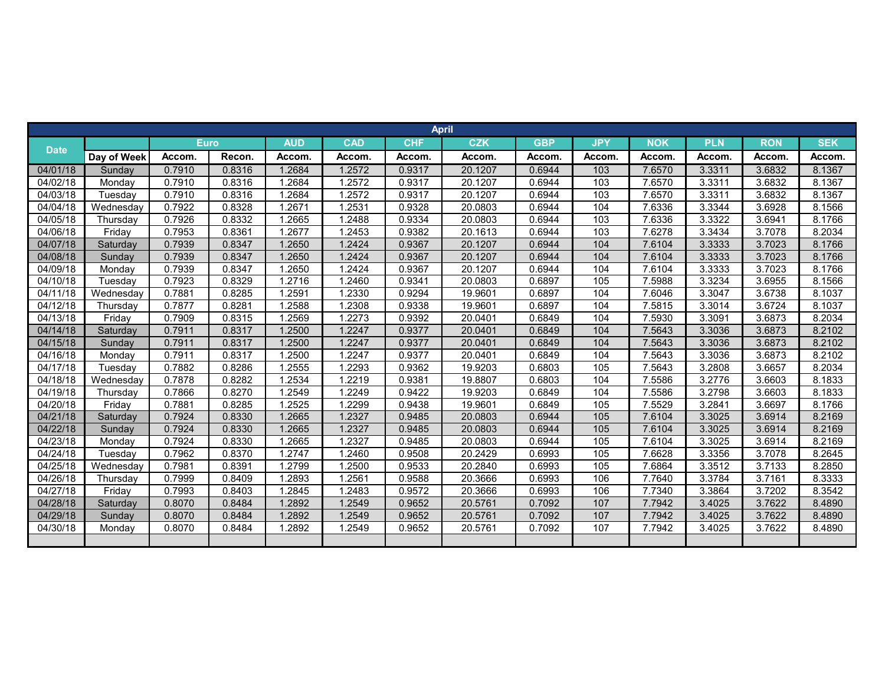| April | | | | | | | | | | | | | | |
|---|---|---|---|---|---|---|---|---|---|---|---|---|---|---|
| Date | | Euro | | AUD | CAD | CHF | CZK | GBP | JPY | NOK | PLN | RON | SEK |
| | Day of Week | Accom. | Recon. | Accom. | Accom. | Accom. | Accom. | Accom. | Accom. | Accom. | Accom. | Accom. | Accom. |
| 04/01/18 | Sunday | 0.7910 | 0.8316 | 1.2684 | 1.2572 | 0.9317 | 20.1207 | 0.6944 | 103 | 7.6570 | 3.3311 | 3.6832 | 8.1367 |
| 04/02/18 | Monday | 0.7910 | 0.8316 | 1.2684 | 1.2572 | 0.9317 | 20.1207 | 0.6944 | 103 | 7.6570 | 3.3311 | 3.6832 | 8.1367 |
| 04/03/18 | Tuesday | 0.7910 | 0.8316 | 1.2684 | 1.2572 | 0.9317 | 20.1207 | 0.6944 | 103 | 7.6570 | 3.3311 | 3.6832 | 8.1367 |
| 04/04/18 | Wednesday | 0.7922 | 0.8328 | 1.2671 | 1.2531 | 0.9328 | 20.0803 | 0.6944 | 104 | 7.6336 | 3.3344 | 3.6928 | 8.1566 |
| 04/05/18 | Thursday | 0.7926 | 0.8332 | 1.2665 | 1.2488 | 0.9334 | 20.0803 | 0.6944 | 103 | 7.6336 | 3.3322 | 3.6941 | 8.1766 |
| 04/06/18 | Friday | 0.7953 | 0.8361 | 1.2677 | 1.2453 | 0.9382 | 20.1613 | 0.6944 | 103 | 7.6278 | 3.3434 | 3.7078 | 8.2034 |
| 04/07/18 | Saturday | 0.7939 | 0.8347 | 1.2650 | 1.2424 | 0.9367 | 20.1207 | 0.6944 | 104 | 7.6104 | 3.3333 | 3.7023 | 8.1766 |
| 04/08/18 | Sunday | 0.7939 | 0.8347 | 1.2650 | 1.2424 | 0.9367 | 20.1207 | 0.6944 | 104 | 7.6104 | 3.3333 | 3.7023 | 8.1766 |
| 04/09/18 | Monday | 0.7939 | 0.8347 | 1.2650 | 1.2424 | 0.9367 | 20.1207 | 0.6944 | 104 | 7.6104 | 3.3333 | 3.7023 | 8.1766 |
| 04/10/18 | Tuesday | 0.7923 | 0.8329 | 1.2716 | 1.2460 | 0.9341 | 20.0803 | 0.6897 | 105 | 7.5988 | 3.3234 | 3.6955 | 8.1566 |
| 04/11/18 | Wednesday | 0.7881 | 0.8285 | 1.2591 | 1.2330 | 0.9294 | 19.9601 | 0.6897 | 104 | 7.6046 | 3.3047 | 3.6738 | 8.1037 |
| 04/12/18 | Thursday | 0.7877 | 0.8281 | 1.2588 | 1.2308 | 0.9338 | 19.9601 | 0.6897 | 104 | 7.5815 | 3.3014 | 3.6724 | 8.1037 |
| 04/13/18 | Friday | 0.7909 | 0.8315 | 1.2569 | 1.2273 | 0.9392 | 20.0401 | 0.6849 | 104 | 7.5930 | 3.3091 | 3.6873 | 8.2034 |
| 04/14/18 | Saturday | 0.7911 | 0.8317 | 1.2500 | 1.2247 | 0.9377 | 20.0401 | 0.6849 | 104 | 7.5643 | 3.3036 | 3.6873 | 8.2102 |
| 04/15/18 | Sunday | 0.7911 | 0.8317 | 1.2500 | 1.2247 | 0.9377 | 20.0401 | 0.6849 | 104 | 7.5643 | 3.3036 | 3.6873 | 8.2102 |
| 04/16/18 | Monday | 0.7911 | 0.8317 | 1.2500 | 1.2247 | 0.9377 | 20.0401 | 0.6849 | 104 | 7.5643 | 3.3036 | 3.6873 | 8.2102 |
| 04/17/18 | Tuesday | 0.7882 | 0.8286 | 1.2555 | 1.2293 | 0.9362 | 19.9203 | 0.6803 | 105 | 7.5643 | 3.2808 | 3.6657 | 8.2034 |
| 04/18/18 | Wednesday | 0.7878 | 0.8282 | 1.2534 | 1.2219 | 0.9381 | 19.8807 | 0.6803 | 104 | 7.5586 | 3.2776 | 3.6603 | 8.1833 |
| 04/19/18 | Thursday | 0.7866 | 0.8270 | 1.2549 | 1.2249 | 0.9422 | 19.9203 | 0.6849 | 104 | 7.5586 | 3.2798 | 3.6603 | 8.1833 |
| 04/20/18 | Friday | 0.7881 | 0.8285 | 1.2525 | 1.2299 | 0.9438 | 19.9601 | 0.6849 | 105 | 7.5529 | 3.2841 | 3.6697 | 8.1766 |
| 04/21/18 | Saturday | 0.7924 | 0.8330 | 1.2665 | 1.2327 | 0.9485 | 20.0803 | 0.6944 | 105 | 7.6104 | 3.3025 | 3.6914 | 8.2169 |
| 04/22/18 | Sunday | 0.7924 | 0.8330 | 1.2665 | 1.2327 | 0.9485 | 20.0803 | 0.6944 | 105 | 7.6104 | 3.3025 | 3.6914 | 8.2169 |
| 04/23/18 | Monday | 0.7924 | 0.8330 | 1.2665 | 1.2327 | 0.9485 | 20.0803 | 0.6944 | 105 | 7.6104 | 3.3025 | 3.6914 | 8.2169 |
| 04/24/18 | Tuesday | 0.7962 | 0.8370 | 1.2747 | 1.2460 | 0.9508 | 20.2429 | 0.6993 | 105 | 7.6628 | 3.3356 | 3.7078 | 8.2645 |
| 04/25/18 | Wednesday | 0.7981 | 0.8391 | 1.2799 | 1.2500 | 0.9533 | 20.2840 | 0.6993 | 105 | 7.6864 | 3.3512 | 3.7133 | 8.2850 |
| 04/26/18 | Thursday | 0.7999 | 0.8409 | 1.2893 | 1.2561 | 0.9588 | 20.3666 | 0.6993 | 106 | 7.7640 | 3.3784 | 3.7161 | 8.3333 |
| 04/27/18 | Friday | 0.7993 | 0.8403 | 1.2845 | 1.2483 | 0.9572 | 20.3666 | 0.6993 | 106 | 7.7340 | 3.3864 | 3.7202 | 8.3542 |
| 04/28/18 | Saturday | 0.8070 | 0.8484 | 1.2892 | 1.2549 | 0.9652 | 20.5761 | 0.7092 | 107 | 7.7942 | 3.4025 | 3.7622 | 8.4890 |
| 04/29/18 | Sunday | 0.8070 | 0.8484 | 1.2892 | 1.2549 | 0.9652 | 20.5761 | 0.7092 | 107 | 7.7942 | 3.4025 | 3.7622 | 8.4890 |
| 04/30/18 | Monday | 0.8070 | 0.8484 | 1.2892 | 1.2549 | 0.9652 | 20.5761 | 0.7092 | 107 | 7.7942 | 3.4025 | 3.7622 | 8.4890 |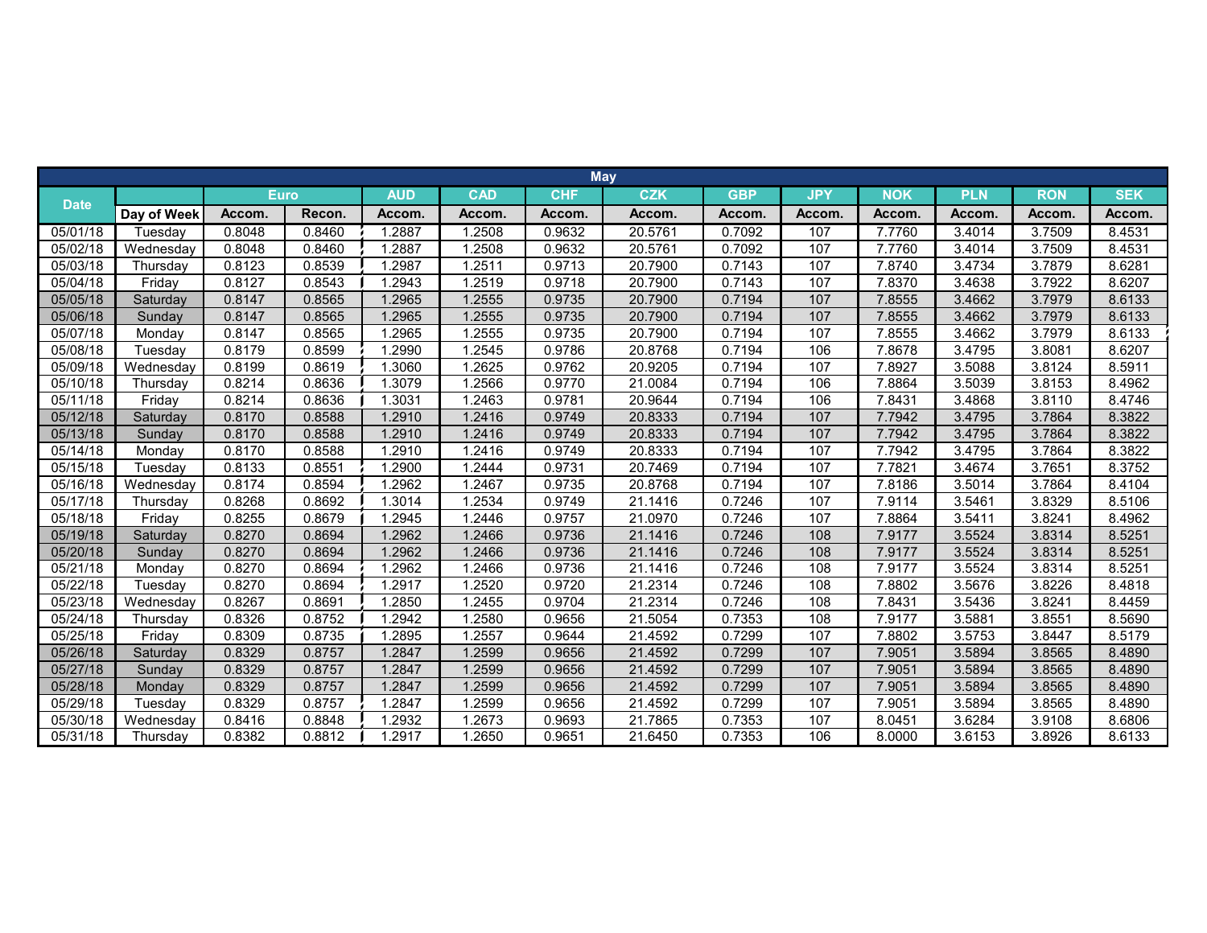| May | | | | | | | | | | | | | |
|---|---|---|---|---|---|---|---|---|---|---|---|---|---|
| Date | | Euro | | AUD | CAD | CHF | CZK | GBP | JPY | NOK | PLN | RON | SEK |
| | Day of Week | Accom. | Recon. | Accom. | Accom. | Accom. | Accom. | Accom. | Accom. | Accom. | Accom. | Accom. | Accom. |
| 05/01/18 | Tuesday | 0.8048 | 0.8460 | 1.2887 | 1.2508 | 0.9632 | 20.5761 | 0.7092 | 107 | 7.7760 | 3.4014 | 3.7509 | 8.4531 |
| 05/02/18 | Wednesday | 0.8048 | 0.8460 | 1.2887 | 1.2508 | 0.9632 | 20.5761 | 0.7092 | 107 | 7.7760 | 3.4014 | 3.7509 | 8.4531 |
| 05/03/18 | Thursday | 0.8123 | 0.8539 | 1.2987 | 1.2511 | 0.9713 | 20.7900 | 0.7143 | 107 | 7.8740 | 3.4734 | 3.7879 | 8.6281 |
| 05/04/18 | Friday | 0.8127 | 0.8543 | 1.2943 | 1.2519 | 0.9718 | 20.7900 | 0.7143 | 107 | 7.8370 | 3.4638 | 3.7922 | 8.6207 |
| 05/05/18 | Saturday | 0.8147 | 0.8565 | 1.2965 | 1.2555 | 0.9735 | 20.7900 | 0.7194 | 107 | 7.8555 | 3.4662 | 3.7979 | 8.6133 |
| 05/06/18 | Sunday | 0.8147 | 0.8565 | 1.2965 | 1.2555 | 0.9735 | 20.7900 | 0.7194 | 107 | 7.8555 | 3.4662 | 3.7979 | 8.6133 |
| 05/07/18 | Monday | 0.8147 | 0.8565 | 1.2965 | 1.2555 | 0.9735 | 20.7900 | 0.7194 | 107 | 7.8555 | 3.4662 | 3.7979 | 8.6133 |
| 05/08/18 | Tuesday | 0.8179 | 0.8599 | 1.2990 | 1.2545 | 0.9786 | 20.8768 | 0.7194 | 106 | 7.8678 | 3.4795 | 3.8081 | 8.6207 |
| 05/09/18 | Wednesday | 0.8199 | 0.8619 | 1.3060 | 1.2625 | 0.9762 | 20.9205 | 0.7194 | 107 | 7.8927 | 3.5088 | 3.8124 | 8.5911 |
| 05/10/18 | Thursday | 0.8214 | 0.8636 | 1.3079 | 1.2566 | 0.9770 | 21.0084 | 0.7194 | 106 | 7.8864 | 3.5039 | 3.8153 | 8.4962 |
| 05/11/18 | Friday | 0.8214 | 0.8636 | 1.3031 | 1.2463 | 0.9781 | 20.9644 | 0.7194 | 106 | 7.8431 | 3.4868 | 3.8110 | 8.4746 |
| 05/12/18 | Saturday | 0.8170 | 0.8588 | 1.2910 | 1.2416 | 0.9749 | 20.8333 | 0.7194 | 107 | 7.7942 | 3.4795 | 3.7864 | 8.3822 |
| 05/13/18 | Sunday | 0.8170 | 0.8588 | 1.2910 | 1.2416 | 0.9749 | 20.8333 | 0.7194 | 107 | 7.7942 | 3.4795 | 3.7864 | 8.3822 |
| 05/14/18 | Monday | 0.8170 | 0.8588 | 1.2910 | 1.2416 | 0.9749 | 20.8333 | 0.7194 | 107 | 7.7942 | 3.4795 | 3.7864 | 8.3822 |
| 05/15/18 | Tuesday | 0.8133 | 0.8551 | 1.2900 | 1.2444 | 0.9731 | 20.7469 | 0.7194 | 107 | 7.7821 | 3.4674 | 3.7651 | 8.3752 |
| 05/16/18 | Wednesday | 0.8174 | 0.8594 | 1.2962 | 1.2467 | 0.9735 | 20.8768 | 0.7194 | 107 | 7.8186 | 3.5014 | 3.7864 | 8.4104 |
| 05/17/18 | Thursday | 0.8268 | 0.8692 | 1.3014 | 1.2534 | 0.9749 | 21.1416 | 0.7246 | 107 | 7.9114 | 3.5461 | 3.8329 | 8.5106 |
| 05/18/18 | Friday | 0.8255 | 0.8679 | 1.2945 | 1.2446 | 0.9757 | 21.0970 | 0.7246 | 107 | 7.8864 | 3.5411 | 3.8241 | 8.4962 |
| 05/19/18 | Saturday | 0.8270 | 0.8694 | 1.2962 | 1.2466 | 0.9736 | 21.1416 | 0.7246 | 108 | 7.9177 | 3.5524 | 3.8314 | 8.5251 |
| 05/20/18 | Sunday | 0.8270 | 0.8694 | 1.2962 | 1.2466 | 0.9736 | 21.1416 | 0.7246 | 108 | 7.9177 | 3.5524 | 3.8314 | 8.5251 |
| 05/21/18 | Monday | 0.8270 | 0.8694 | 1.2962 | 1.2466 | 0.9736 | 21.1416 | 0.7246 | 108 | 7.9177 | 3.5524 | 3.8314 | 8.5251 |
| 05/22/18 | Tuesday | 0.8270 | 0.8694 | 1.2917 | 1.2520 | 0.9720 | 21.2314 | 0.7246 | 108 | 7.8802 | 3.5676 | 3.8226 | 8.4818 |
| 05/23/18 | Wednesday | 0.8267 | 0.8691 | 1.2850 | 1.2455 | 0.9704 | 21.2314 | 0.7246 | 108 | 7.8431 | 3.5436 | 3.8241 | 8.4459 |
| 05/24/18 | Thursday | 0.8326 | 0.8752 | 1.2942 | 1.2580 | 0.9656 | 21.5054 | 0.7353 | 108 | 7.9177 | 3.5881 | 3.8551 | 8.5690 |
| 05/25/18 | Friday | 0.8309 | 0.8735 | 1.2895 | 1.2557 | 0.9644 | 21.4592 | 0.7299 | 107 | 7.8802 | 3.5753 | 3.8447 | 8.5179 |
| 05/26/18 | Saturday | 0.8329 | 0.8757 | 1.2847 | 1.2599 | 0.9656 | 21.4592 | 0.7299 | 107 | 7.9051 | 3.5894 | 3.8565 | 8.4890 |
| 05/27/18 | Sunday | 0.8329 | 0.8757 | 1.2847 | 1.2599 | 0.9656 | 21.4592 | 0.7299 | 107 | 7.9051 | 3.5894 | 3.8565 | 8.4890 |
| 05/28/18 | Monday | 0.8329 | 0.8757 | 1.2847 | 1.2599 | 0.9656 | 21.4592 | 0.7299 | 107 | 7.9051 | 3.5894 | 3.8565 | 8.4890 |
| 05/29/18 | Tuesday | 0.8329 | 0.8757 | 1.2847 | 1.2599 | 0.9656 | 21.4592 | 0.7299 | 107 | 7.9051 | 3.5894 | 3.8565 | 8.4890 |
| 05/30/18 | Wednesday | 0.8416 | 0.8848 | 1.2932 | 1.2673 | 0.9693 | 21.7865 | 0.7353 | 107 | 8.0451 | 3.6284 | 3.9108 | 8.6806 |
| 05/31/18 | Thursday | 0.8382 | 0.8812 | 1.2917 | 1.2650 | 0.9651 | 21.6450 | 0.7353 | 106 | 8.0000 | 3.6153 | 3.8926 | 8.6133 |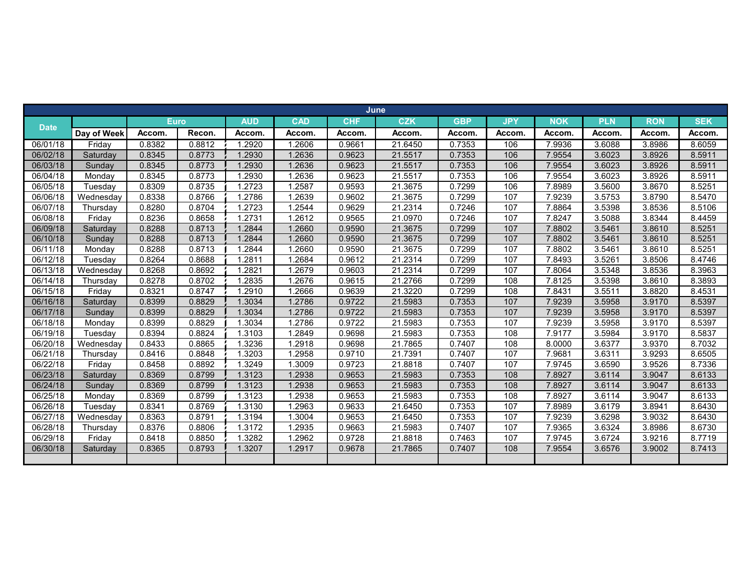| June | | | | | | | | | | | | | |
|---|---|---|---|---|---|---|---|---|---|---|---|---|---|
| Date | | Euro | | AUD | CAD | CHF | CZK | GBP | JPY | NOK | PLN | RON | SEK |
| | Day of Week | Accom. | Recon. | Accom. | Accom. | Accom. | Accom. | Accom. | Accom. | Accom. | Accom. | Accom. | Accom. |
| 06/01/18 | Friday | 0.8382 | 0.8812 | 1.2920 | 1.2606 | 0.9661 | 21.6450 | 0.7353 | 106 | 7.9936 | 3.6088 | 3.8986 | 8.6059 |
| 06/02/18 | Saturday | 0.8345 | 0.8773 | 1.2930 | 1.2636 | 0.9623 | 21.5517 | 0.7353 | 106 | 7.9554 | 3.6023 | 3.8926 | 8.5911 |
| 06/03/18 | Sunday | 0.8345 | 0.8773 | 1.2930 | 1.2636 | 0.9623 | 21.5517 | 0.7353 | 106 | 7.9554 | 3.6023 | 3.8926 | 8.5911 |
| 06/04/18 | Monday | 0.8345 | 0.8773 | 1.2930 | 1.2636 | 0.9623 | 21.5517 | 0.7353 | 106 | 7.9554 | 3.6023 | 3.8926 | 8.5911 |
| 06/05/18 | Tuesday | 0.8309 | 0.8735 | 1.2723 | 1.2587 | 0.9593 | 21.3675 | 0.7299 | 106 | 7.8989 | 3.5600 | 3.8670 | 8.5251 |
| 06/06/18 | Wednesday | 0.8338 | 0.8766 | 1.2786 | 1.2639 | 0.9602 | 21.3675 | 0.7299 | 107 | 7.9239 | 3.5753 | 3.8790 | 8.5470 |
| 06/07/18 | Thursday | 0.8280 | 0.8704 | 1.2723 | 1.2544 | 0.9629 | 21.2314 | 0.7246 | 107 | 7.8864 | 3.5398 | 3.8536 | 8.5106 |
| 06/08/18 | Friday | 0.8236 | 0.8658 | 1.2731 | 1.2612 | 0.9565 | 21.0970 | 0.7246 | 107 | 7.8247 | 3.5088 | 3.8344 | 8.4459 |
| 06/09/18 | Saturday | 0.8288 | 0.8713 | 1.2844 | 1.2660 | 0.9590 | 21.3675 | 0.7299 | 107 | 7.8802 | 3.5461 | 3.8610 | 8.5251 |
| 06/10/18 | Sunday | 0.8288 | 0.8713 | 1.2844 | 1.2660 | 0.9590 | 21.3675 | 0.7299 | 107 | 7.8802 | 3.5461 | 3.8610 | 8.5251 |
| 06/11/18 | Monday | 0.8288 | 0.8713 | 1.2844 | 1.2660 | 0.9590 | 21.3675 | 0.7299 | 107 | 7.8802 | 3.5461 | 3.8610 | 8.5251 |
| 06/12/18 | Tuesday | 0.8264 | 0.8688 | 1.2811 | 1.2684 | 0.9612 | 21.2314 | 0.7299 | 107 | 7.8493 | 3.5261 | 3.8506 | 8.4746 |
| 06/13/18 | Wednesday | 0.8268 | 0.8692 | 1.2821 | 1.2679 | 0.9603 | 21.2314 | 0.7299 | 107 | 7.8064 | 3.5348 | 3.8536 | 8.3963 |
| 06/14/18 | Thursday | 0.8278 | 0.8702 | 1.2835 | 1.2676 | 0.9615 | 21.2766 | 0.7299 | 108 | 7.8125 | 3.5398 | 3.8610 | 8.3893 |
| 06/15/18 | Friday | 0.8321 | 0.8747 | 1.2910 | 1.2666 | 0.9639 | 21.3220 | 0.7299 | 108 | 7.8431 | 3.5511 | 3.8820 | 8.4531 |
| 06/16/18 | Saturday | 0.8399 | 0.8829 | 1.3034 | 1.2786 | 0.9722 | 21.5983 | 0.7353 | 107 | 7.9239 | 3.5958 | 3.9170 | 8.5397 |
| 06/17/18 | Sunday | 0.8399 | 0.8829 | 1.3034 | 1.2786 | 0.9722 | 21.5983 | 0.7353 | 107 | 7.9239 | 3.5958 | 3.9170 | 8.5397 |
| 06/18/18 | Monday | 0.8399 | 0.8829 | 1.3034 | 1.2786 | 0.9722 | 21.5983 | 0.7353 | 107 | 7.9239 | 3.5958 | 3.9170 | 8.5397 |
| 06/19/18 | Tuesday | 0.8394 | 0.8824 | 1.3103 | 1.2849 | 0.9698 | 21.5983 | 0.7353 | 108 | 7.9177 | 3.5984 | 3.9170 | 8.5837 |
| 06/20/18 | Wednesday | 0.8433 | 0.8865 | 1.3236 | 1.2918 | 0.9698 | 21.7865 | 0.7407 | 108 | 8.0000 | 3.6377 | 3.9370 | 8.7032 |
| 06/21/18 | Thursday | 0.8416 | 0.8848 | 1.3203 | 1.2958 | 0.9710 | 21.7391 | 0.7407 | 107 | 7.9681 | 3.6311 | 3.9293 | 8.6505 |
| 06/22/18 | Friday | 0.8458 | 0.8892 | 1.3249 | 1.3009 | 0.9723 | 21.8818 | 0.7407 | 107 | 7.9745 | 3.6590 | 3.9526 | 8.7336 |
| 06/23/18 | Saturday | 0.8369 | 0.8799 | 1.3123 | 1.2938 | 0.9653 | 21.5983 | 0.7353 | 108 | 7.8927 | 3.6114 | 3.9047 | 8.6133 |
| 06/24/18 | Sunday | 0.8369 | 0.8799 | 1.3123 | 1.2938 | 0.9653 | 21.5983 | 0.7353 | 108 | 7.8927 | 3.6114 | 3.9047 | 8.6133 |
| 06/25/18 | Monday | 0.8369 | 0.8799 | 1.3123 | 1.2938 | 0.9653 | 21.5983 | 0.7353 | 108 | 7.8927 | 3.6114 | 3.9047 | 8.6133 |
| 06/26/18 | Tuesday | 0.8341 | 0.8769 | 1.3130 | 1.2963 | 0.9633 | 21.6450 | 0.7353 | 107 | 7.8989 | 3.6179 | 3.8941 | 8.6430 |
| 06/27/18 | Wednesday | 0.8363 | 0.8791 | 1.3194 | 1.3004 | 0.9653 | 21.6450 | 0.7353 | 107 | 7.9239 | 3.6298 | 3.9032 | 8.6430 |
| 06/28/18 | Thursday | 0.8376 | 0.8806 | 1.3172 | 1.2935 | 0.9663 | 21.5983 | 0.7407 | 107 | 7.9365 | 3.6324 | 3.8986 | 8.6730 |
| 06/29/18 | Friday | 0.8418 | 0.8850 | 1.3282 | 1.2962 | 0.9728 | 21.8818 | 0.7463 | 107 | 7.9745 | 3.6724 | 3.9216 | 8.7719 |
| 06/30/18 | Saturday | 0.8365 | 0.8793 | 1.3207 | 1.2917 | 0.9678 | 21.7865 | 0.7407 | 108 | 7.9554 | 3.6576 | 3.9002 | 8.7413 |
| | | | | | | | | | | | | | |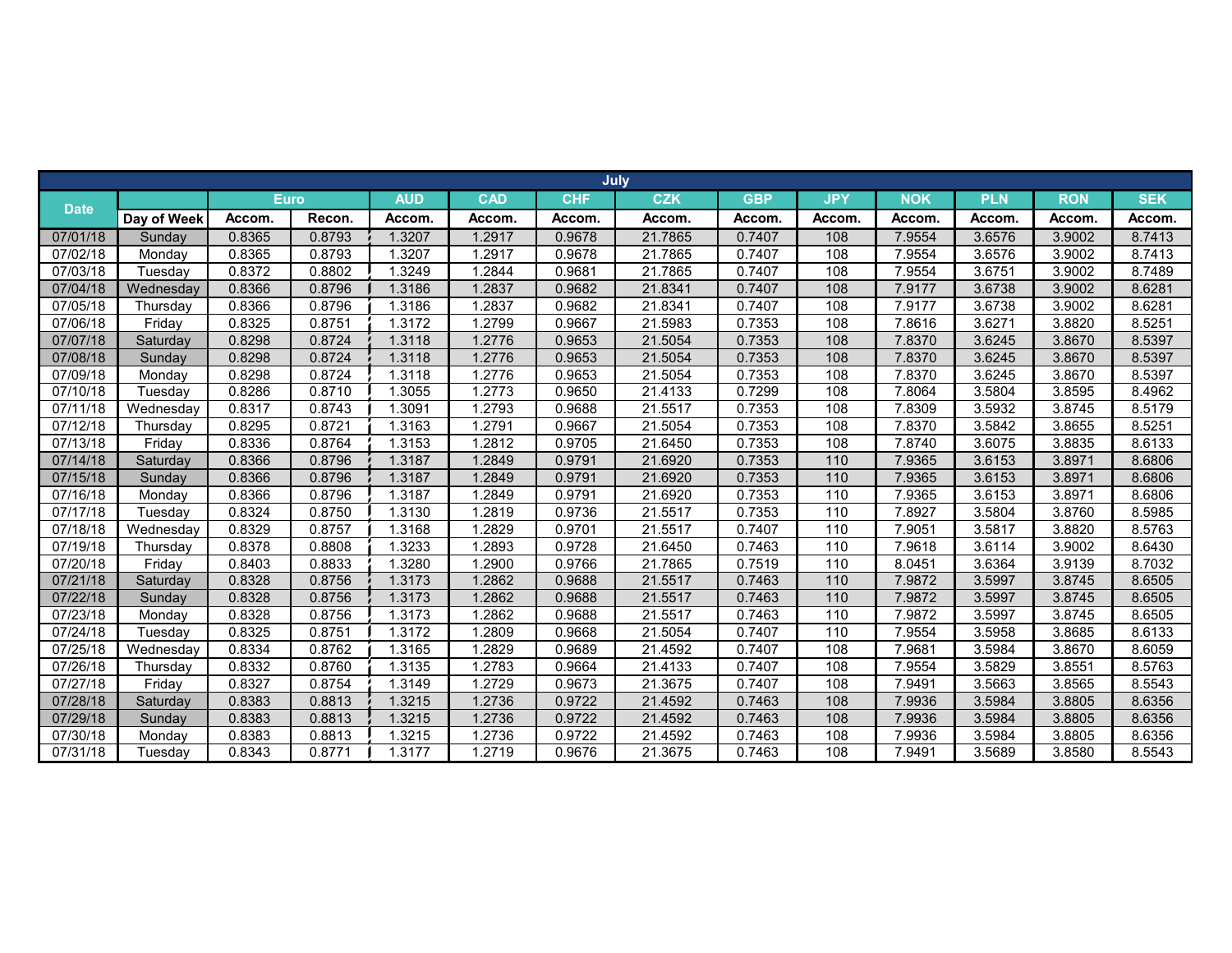| July | | | | | | | | | | | | | |
|---|---|---|---|---|---|---|---|---|---|---|---|---|---|
| Date | | Euro | | AUD | CAD | CHF | CZK | GBP | JPY | NOK | PLN | RON | SEK |
| | Day of Week | Accom. | Recon. | Accom. | Accom. | Accom. | Accom. | Accom. | Accom. | Accom. | Accom. | Accom. | Accom. |
| 07/01/18 | Sunday | 0.8365 | 0.8793 | 1.3207 | 1.2917 | 0.9678 | 21.7865 | 0.7407 | 108 | 7.9554 | 3.6576 | 3.9002 | 8.7413 |
| 07/02/18 | Monday | 0.8365 | 0.8793 | 1.3207 | 1.2917 | 0.9678 | 21.7865 | 0.7407 | 108 | 7.9554 | 3.6576 | 3.9002 | 8.7413 |
| 07/03/18 | Tuesday | 0.8372 | 0.8802 | 1.3249 | 1.2844 | 0.9681 | 21.7865 | 0.7407 | 108 | 7.9554 | 3.6751 | 3.9002 | 8.7489 |
| 07/04/18 | Wednesday | 0.8366 | 0.8796 | 1.3186 | 1.2837 | 0.9682 | 21.8341 | 0.7407 | 108 | 7.9177 | 3.6738 | 3.9002 | 8.6281 |
| 07/05/18 | Thursday | 0.8366 | 0.8796 | 1.3186 | 1.2837 | 0.9682 | 21.8341 | 0.7407 | 108 | 7.9177 | 3.6738 | 3.9002 | 8.6281 |
| 07/06/18 | Friday | 0.8325 | 0.8751 | 1.3172 | 1.2799 | 0.9667 | 21.5983 | 0.7353 | 108 | 7.8616 | 3.6271 | 3.8820 | 8.5251 |
| 07/07/18 | Saturday | 0.8298 | 0.8724 | 1.3118 | 1.2776 | 0.9653 | 21.5054 | 0.7353 | 108 | 7.8370 | 3.6245 | 3.8670 | 8.5397 |
| 07/08/18 | Sunday | 0.8298 | 0.8724 | 1.3118 | 1.2776 | 0.9653 | 21.5054 | 0.7353 | 108 | 7.8370 | 3.6245 | 3.8670 | 8.5397 |
| 07/09/18 | Monday | 0.8298 | 0.8724 | 1.3118 | 1.2776 | 0.9653 | 21.5054 | 0.7353 | 108 | 7.8370 | 3.6245 | 3.8670 | 8.5397 |
| 07/10/18 | Tuesday | 0.8286 | 0.8710 | 1.3055 | 1.2773 | 0.9650 | 21.4133 | 0.7299 | 108 | 7.8064 | 3.5804 | 3.8595 | 8.4962 |
| 07/11/18 | Wednesday | 0.8317 | 0.8743 | 1.3091 | 1.2793 | 0.9688 | 21.5517 | 0.7353 | 108 | 7.8309 | 3.5932 | 3.8745 | 8.5179 |
| 07/12/18 | Thursday | 0.8295 | 0.8721 | 1.3163 | 1.2791 | 0.9667 | 21.5054 | 0.7353 | 108 | 7.8370 | 3.5842 | 3.8655 | 8.5251 |
| 07/13/18 | Friday | 0.8336 | 0.8764 | 1.3153 | 1.2812 | 0.9705 | 21.6450 | 0.7353 | 108 | 7.8740 | 3.6075 | 3.8835 | 8.6133 |
| 07/14/18 | Saturday | 0.8366 | 0.8796 | 1.3187 | 1.2849 | 0.9791 | 21.6920 | 0.7353 | 110 | 7.9365 | 3.6153 | 3.8971 | 8.6806 |
| 07/15/18 | Sunday | 0.8366 | 0.8796 | 1.3187 | 1.2849 | 0.9791 | 21.6920 | 0.7353 | 110 | 7.9365 | 3.6153 | 3.8971 | 8.6806 |
| 07/16/18 | Monday | 0.8366 | 0.8796 | 1.3187 | 1.2849 | 0.9791 | 21.6920 | 0.7353 | 110 | 7.9365 | 3.6153 | 3.8971 | 8.6806 |
| 07/17/18 | Tuesday | 0.8324 | 0.8750 | 1.3130 | 1.2819 | 0.9736 | 21.5517 | 0.7353 | 110 | 7.8927 | 3.5804 | 3.8760 | 8.5985 |
| 07/18/18 | Wednesday | 0.8329 | 0.8757 | 1.3168 | 1.2829 | 0.9701 | 21.5517 | 0.7407 | 110 | 7.9051 | 3.5817 | 3.8820 | 8.5763 |
| 07/19/18 | Thursday | 0.8378 | 0.8808 | 1.3233 | 1.2893 | 0.9728 | 21.6450 | 0.7463 | 110 | 7.9618 | 3.6114 | 3.9002 | 8.6430 |
| 07/20/18 | Friday | 0.8403 | 0.8833 | 1.3280 | 1.2900 | 0.9766 | 21.7865 | 0.7519 | 110 | 8.0451 | 3.6364 | 3.9139 | 8.7032 |
| 07/21/18 | Saturday | 0.8328 | 0.8756 | 1.3173 | 1.2862 | 0.9688 | 21.5517 | 0.7463 | 110 | 7.9872 | 3.5997 | 3.8745 | 8.6505 |
| 07/22/18 | Sunday | 0.8328 | 0.8756 | 1.3173 | 1.2862 | 0.9688 | 21.5517 | 0.7463 | 110 | 7.9872 | 3.5997 | 3.8745 | 8.6505 |
| 07/23/18 | Monday | 0.8328 | 0.8756 | 1.3173 | 1.2862 | 0.9688 | 21.5517 | 0.7463 | 110 | 7.9872 | 3.5997 | 3.8745 | 8.6505 |
| 07/24/18 | Tuesday | 0.8325 | 0.8751 | 1.3172 | 1.2809 | 0.9668 | 21.5054 | 0.7407 | 110 | 7.9554 | 3.5958 | 3.8685 | 8.6133 |
| 07/25/18 | Wednesday | 0.8334 | 0.8762 | 1.3165 | 1.2829 | 0.9689 | 21.4592 | 0.7407 | 108 | 7.9681 | 3.5984 | 3.8670 | 8.6059 |
| 07/26/18 | Thursday | 0.8332 | 0.8760 | 1.3135 | 1.2783 | 0.9664 | 21.4133 | 0.7407 | 108 | 7.9554 | 3.5829 | 3.8551 | 8.5763 |
| 07/27/18 | Friday | 0.8327 | 0.8754 | 1.3149 | 1.2729 | 0.9673 | 21.3675 | 0.7407 | 108 | 7.9491 | 3.5663 | 3.8565 | 8.5543 |
| 07/28/18 | Saturday | 0.8383 | 0.8813 | 1.3215 | 1.2736 | 0.9722 | 21.4592 | 0.7463 | 108 | 7.9936 | 3.5984 | 3.8805 | 8.6356 |
| 07/29/18 | Sunday | 0.8383 | 0.8813 | 1.3215 | 1.2736 | 0.9722 | 21.4592 | 0.7463 | 108 | 7.9936 | 3.5984 | 3.8805 | 8.6356 |
| 07/30/18 | Monday | 0.8383 | 0.8813 | 1.3215 | 1.2736 | 0.9722 | 21.4592 | 0.7463 | 108 | 7.9936 | 3.5984 | 3.8805 | 8.6356 |
| 07/31/18 | Tuesday | 0.8343 | 0.8771 | 1.3177 | 1.2719 | 0.9676 | 21.3675 | 0.7463 | 108 | 7.9491 | 3.5689 | 3.8580 | 8.5543 |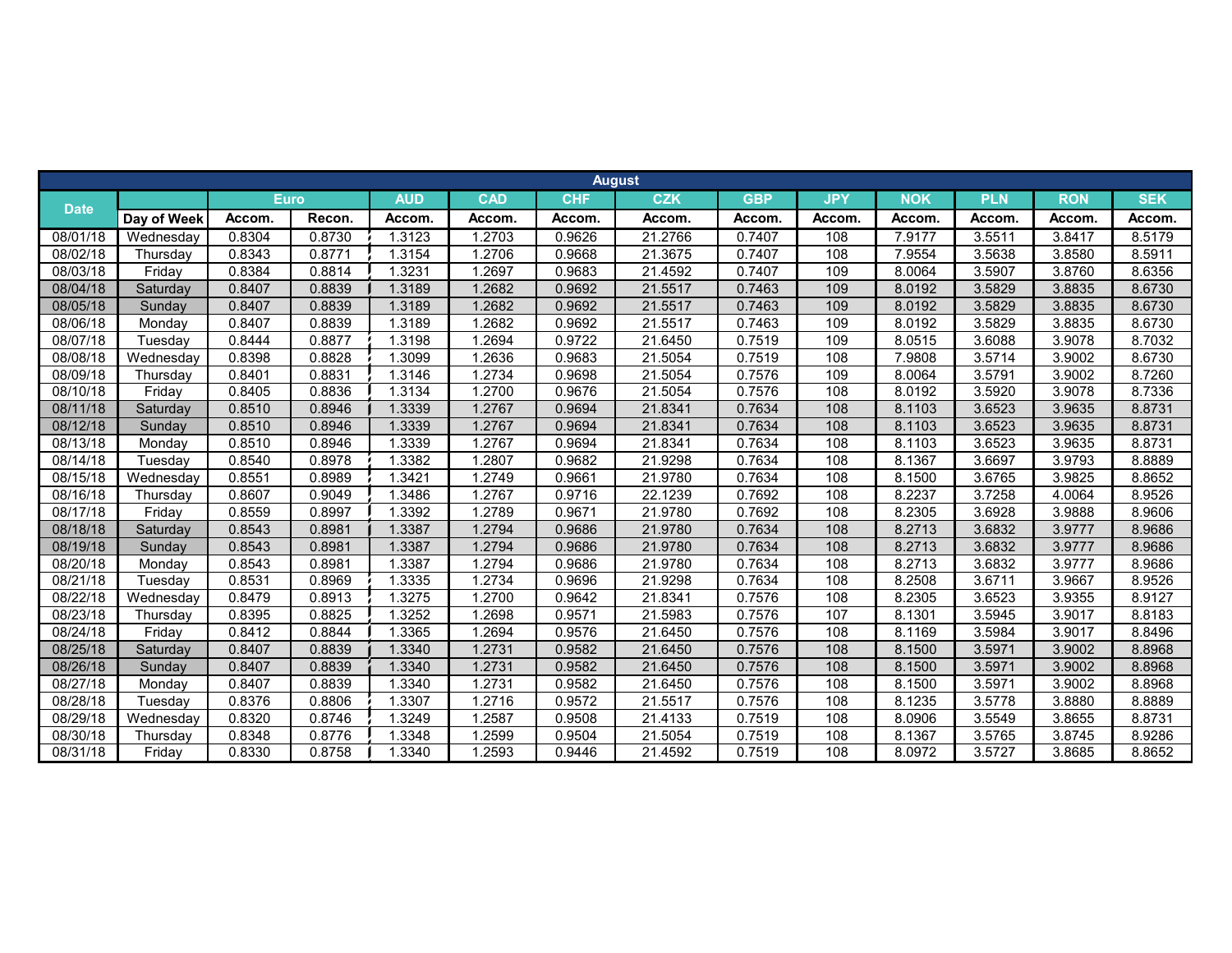| August | | | | | | | | | | | | | |
|---|---|---|---|---|---|---|---|---|---|---|---|---|---|
| Date | | Euro | | AUD | CAD | CHF | CZK | GBP | JPY | NOK | PLN | RON | SEK |
| | Day of Week | Accom. | Recon. | Accom. | Accom. | Accom. | Accom. | Accom. | Accom. | Accom. | Accom. | Accom. | Accom. |
| 08/01/18 | Wednesday | 0.8304 | 0.8730 | 1.3123 | 1.2703 | 0.9626 | 21.2766 | 0.7407 | 108 | 7.9177 | 3.5511 | 3.8417 | 8.5179 |
| 08/02/18 | Thursday | 0.8343 | 0.8771 | 1.3154 | 1.2706 | 0.9668 | 21.3675 | 0.7407 | 108 | 7.9554 | 3.5638 | 3.8580 | 8.5911 |
| 08/03/18 | Friday | 0.8384 | 0.8814 | 1.3231 | 1.2697 | 0.9683 | 21.4592 | 0.7407 | 109 | 8.0064 | 3.5907 | 3.8760 | 8.6356 |
| 08/04/18 | Saturday | 0.8407 | 0.8839 | 1.3189 | 1.2682 | 0.9692 | 21.5517 | 0.7463 | 109 | 8.0192 | 3.5829 | 3.8835 | 8.6730 |
| 08/05/18 | Sunday | 0.8407 | 0.8839 | 1.3189 | 1.2682 | 0.9692 | 21.5517 | 0.7463 | 109 | 8.0192 | 3.5829 | 3.8835 | 8.6730 |
| 08/06/18 | Monday | 0.8407 | 0.8839 | 1.3189 | 1.2682 | 0.9692 | 21.5517 | 0.7463 | 109 | 8.0192 | 3.5829 | 3.8835 | 8.6730 |
| 08/07/18 | Tuesday | 0.8444 | 0.8877 | 1.3198 | 1.2694 | 0.9722 | 21.6450 | 0.7519 | 109 | 8.0515 | 3.6088 | 3.9078 | 8.7032 |
| 08/08/18 | Wednesday | 0.8398 | 0.8828 | 1.3099 | 1.2636 | 0.9683 | 21.5054 | 0.7519 | 108 | 7.9808 | 3.5714 | 3.9002 | 8.6730 |
| 08/09/18 | Thursday | 0.8401 | 0.8831 | 1.3146 | 1.2734 | 0.9698 | 21.5054 | 0.7576 | 109 | 8.0064 | 3.5791 | 3.9002 | 8.7260 |
| 08/10/18 | Friday | 0.8405 | 0.8836 | 1.3134 | 1.2700 | 0.9676 | 21.5054 | 0.7576 | 108 | 8.0192 | 3.5920 | 3.9078 | 8.7336 |
| 08/11/18 | Saturday | 0.8510 | 0.8946 | 1.3339 | 1.2767 | 0.9694 | 21.8341 | 0.7634 | 108 | 8.1103 | 3.6523 | 3.9635 | 8.8731 |
| 08/12/18 | Sunday | 0.8510 | 0.8946 | 1.3339 | 1.2767 | 0.9694 | 21.8341 | 0.7634 | 108 | 8.1103 | 3.6523 | 3.9635 | 8.8731 |
| 08/13/18 | Monday | 0.8510 | 0.8946 | 1.3339 | 1.2767 | 0.9694 | 21.8341 | 0.7634 | 108 | 8.1103 | 3.6523 | 3.9635 | 8.8731 |
| 08/14/18 | Tuesday | 0.8540 | 0.8978 | 1.3382 | 1.2807 | 0.9682 | 21.9298 | 0.7634 | 108 | 8.1367 | 3.6697 | 3.9793 | 8.8889 |
| 08/15/18 | Wednesday | 0.8551 | 0.8989 | 1.3421 | 1.2749 | 0.9661 | 21.9780 | 0.7634 | 108 | 8.1500 | 3.6765 | 3.9825 | 8.8652 |
| 08/16/18 | Thursday | 0.8607 | 0.9049 | 1.3486 | 1.2767 | 0.9716 | 22.1239 | 0.7692 | 108 | 8.2237 | 3.7258 | 4.0064 | 8.9526 |
| 08/17/18 | Friday | 0.8559 | 0.8997 | 1.3392 | 1.2789 | 0.9671 | 21.9780 | 0.7692 | 108 | 8.2305 | 3.6928 | 3.9888 | 8.9606 |
| 08/18/18 | Saturday | 0.8543 | 0.8981 | 1.3387 | 1.2794 | 0.9686 | 21.9780 | 0.7634 | 108 | 8.2713 | 3.6832 | 3.9777 | 8.9686 |
| 08/19/18 | Sunday | 0.8543 | 0.8981 | 1.3387 | 1.2794 | 0.9686 | 21.9780 | 0.7634 | 108 | 8.2713 | 3.6832 | 3.9777 | 8.9686 |
| 08/20/18 | Monday | 0.8543 | 0.8981 | 1.3387 | 1.2794 | 0.9686 | 21.9780 | 0.7634 | 108 | 8.2713 | 3.6832 | 3.9777 | 8.9686 |
| 08/21/18 | Tuesday | 0.8531 | 0.8969 | 1.3335 | 1.2734 | 0.9696 | 21.9298 | 0.7634 | 108 | 8.2508 | 3.6711 | 3.9667 | 8.9526 |
| 08/22/18 | Wednesday | 0.8479 | 0.8913 | 1.3275 | 1.2700 | 0.9642 | 21.8341 | 0.7576 | 108 | 8.2305 | 3.6523 | 3.9355 | 8.9127 |
| 08/23/18 | Thursday | 0.8395 | 0.8825 | 1.3252 | 1.2698 | 0.9571 | 21.5983 | 0.7576 | 107 | 8.1301 | 3.5945 | 3.9017 | 8.8183 |
| 08/24/18 | Friday | 0.8412 | 0.8844 | 1.3365 | 1.2694 | 0.9576 | 21.6450 | 0.7576 | 108 | 8.1169 | 3.5984 | 3.9017 | 8.8496 |
| 08/25/18 | Saturday | 0.8407 | 0.8839 | 1.3340 | 1.2731 | 0.9582 | 21.6450 | 0.7576 | 108 | 8.1500 | 3.5971 | 3.9002 | 8.8968 |
| 08/26/18 | Sunday | 0.8407 | 0.8839 | 1.3340 | 1.2731 | 0.9582 | 21.6450 | 0.7576 | 108 | 8.1500 | 3.5971 | 3.9002 | 8.8968 |
| 08/27/18 | Monday | 0.8407 | 0.8839 | 1.3340 | 1.2731 | 0.9582 | 21.6450 | 0.7576 | 108 | 8.1500 | 3.5971 | 3.9002 | 8.8968 |
| 08/28/18 | Tuesday | 0.8376 | 0.8806 | 1.3307 | 1.2716 | 0.9572 | 21.5517 | 0.7576 | 108 | 8.1235 | 3.5778 | 3.8880 | 8.8889 |
| 08/29/18 | Wednesday | 0.8320 | 0.8746 | 1.3249 | 1.2587 | 0.9508 | 21.4133 | 0.7519 | 108 | 8.0906 | 3.5549 | 3.8655 | 8.8731 |
| 08/30/18 | Thursday | 0.8348 | 0.8776 | 1.3348 | 1.2599 | 0.9504 | 21.5054 | 0.7519 | 108 | 8.1367 | 3.5765 | 3.8745 | 8.9286 |
| 08/31/18 | Friday | 0.8330 | 0.8758 | 1.3340 | 1.2593 | 0.9446 | 21.4592 | 0.7519 | 108 | 8.0972 | 3.5727 | 3.8685 | 8.8652 |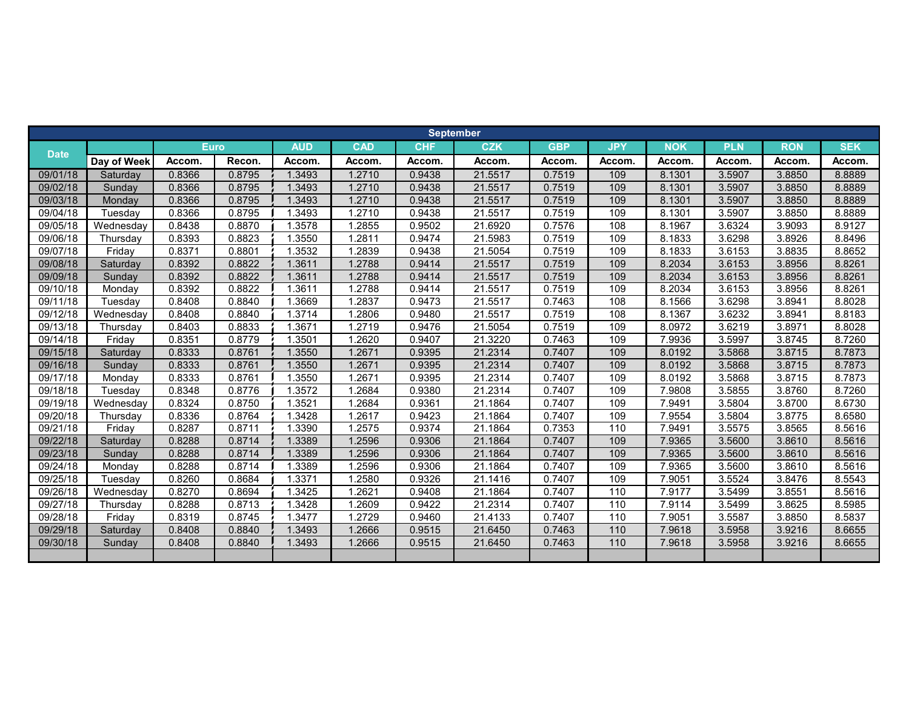| September | | | | | | | | | | | | | | |
|---|---|---|---|---|---|---|---|---|---|---|---|---|---|---|
| Date | | Euro | | AUD | CAD | CHF | CZK | GBP | JPY | NOK | PLN | RON | SEK |
| | Day of Week | Accom. | Recon. | Accom. | Accom. | Accom. | Accom. | Accom. | Accom. | Accom. | Accom. | Accom. | Accom. |
| 09/01/18 | Saturday | 0.8366 | 0.8795 | 1.3493 | 1.2710 | 0.9438 | 21.5517 | 0.7519 | 109 | 8.1301 | 3.5907 | 3.8850 | 8.8889 |
| 09/02/18 | Sunday | 0.8366 | 0.8795 | 1.3493 | 1.2710 | 0.9438 | 21.5517 | 0.7519 | 109 | 8.1301 | 3.5907 | 3.8850 | 8.8889 |
| 09/03/18 | Monday | 0.8366 | 0.8795 | 1.3493 | 1.2710 | 0.9438 | 21.5517 | 0.7519 | 109 | 8.1301 | 3.5907 | 3.8850 | 8.8889 |
| 09/04/18 | Tuesday | 0.8366 | 0.8795 | 1.3493 | 1.2710 | 0.9438 | 21.5517 | 0.7519 | 109 | 8.1301 | 3.5907 | 3.8850 | 8.8889 |
| 09/05/18 | Wednesday | 0.8438 | 0.8870 | 1.3578 | 1.2855 | 0.9502 | 21.6920 | 0.7576 | 108 | 8.1967 | 3.6324 | 3.9093 | 8.9127 |
| 09/06/18 | Thursday | 0.8393 | 0.8823 | 1.3550 | 1.2811 | 0.9474 | 21.5983 | 0.7519 | 109 | 8.1833 | 3.6298 | 3.8926 | 8.8496 |
| 09/07/18 | Friday | 0.8371 | 0.8801 | 1.3532 | 1.2839 | 0.9438 | 21.5054 | 0.7519 | 109 | 8.1833 | 3.6153 | 3.8835 | 8.8652 |
| 09/08/18 | Saturday | 0.8392 | 0.8822 | 1.3611 | 1.2788 | 0.9414 | 21.5517 | 0.7519 | 109 | 8.2034 | 3.6153 | 3.8956 | 8.8261 |
| 09/09/18 | Sunday | 0.8392 | 0.8822 | 1.3611 | 1.2788 | 0.9414 | 21.5517 | 0.7519 | 109 | 8.2034 | 3.6153 | 3.8956 | 8.8261 |
| 09/10/18 | Monday | 0.8392 | 0.8822 | 1.3611 | 1.2788 | 0.9414 | 21.5517 | 0.7519 | 109 | 8.2034 | 3.6153 | 3.8956 | 8.8261 |
| 09/11/18 | Tuesday | 0.8408 | 0.8840 | 1.3669 | 1.2837 | 0.9473 | 21.5517 | 0.7463 | 108 | 8.1566 | 3.6298 | 3.8941 | 8.8028 |
| 09/12/18 | Wednesday | 0.8408 | 0.8840 | 1.3714 | 1.2806 | 0.9480 | 21.5517 | 0.7519 | 108 | 8.1367 | 3.6232 | 3.8941 | 8.8183 |
| 09/13/18 | Thursday | 0.8403 | 0.8833 | 1.3671 | 1.2719 | 0.9476 | 21.5054 | 0.7519 | 109 | 8.0972 | 3.6219 | 3.8971 | 8.8028 |
| 09/14/18 | Friday | 0.8351 | 0.8779 | 1.3501 | 1.2620 | 0.9407 | 21.3220 | 0.7463 | 109 | 7.9936 | 3.5997 | 3.8745 | 8.7260 |
| 09/15/18 | Saturday | 0.8333 | 0.8761 | 1.3550 | 1.2671 | 0.9395 | 21.2314 | 0.7407 | 109 | 8.0192 | 3.5868 | 3.8715 | 8.7873 |
| 09/16/18 | Sunday | 0.8333 | 0.8761 | 1.3550 | 1.2671 | 0.9395 | 21.2314 | 0.7407 | 109 | 8.0192 | 3.5868 | 3.8715 | 8.7873 |
| 09/17/18 | Monday | 0.8333 | 0.8761 | 1.3550 | 1.2671 | 0.9395 | 21.2314 | 0.7407 | 109 | 8.0192 | 3.5868 | 3.8715 | 8.7873 |
| 09/18/18 | Tuesday | 0.8348 | 0.8776 | 1.3572 | 1.2684 | 0.9380 | 21.2314 | 0.7407 | 109 | 7.9808 | 3.5855 | 3.8760 | 8.7260 |
| 09/19/18 | Wednesday | 0.8324 | 0.8750 | 1.3521 | 1.2684 | 0.9361 | 21.1864 | 0.7407 | 109 | 7.9491 | 3.5804 | 3.8700 | 8.6730 |
| 09/20/18 | Thursday | 0.8336 | 0.8764 | 1.3428 | 1.2617 | 0.9423 | 21.1864 | 0.7407 | 109 | 7.9554 | 3.5804 | 3.8775 | 8.6580 |
| 09/21/18 | Friday | 0.8287 | 0.8711 | 1.3390 | 1.2575 | 0.9374 | 21.1864 | 0.7353 | 110 | 7.9491 | 3.5575 | 3.8565 | 8.5616 |
| 09/22/18 | Saturday | 0.8288 | 0.8714 | 1.3389 | 1.2596 | 0.9306 | 21.1864 | 0.7407 | 109 | 7.9365 | 3.5600 | 3.8610 | 8.5616 |
| 09/23/18 | Sunday | 0.8288 | 0.8714 | 1.3389 | 1.2596 | 0.9306 | 21.1864 | 0.7407 | 109 | 7.9365 | 3.5600 | 3.8610 | 8.5616 |
| 09/24/18 | Monday | 0.8288 | 0.8714 | 1.3389 | 1.2596 | 0.9306 | 21.1864 | 0.7407 | 109 | 7.9365 | 3.5600 | 3.8610 | 8.5616 |
| 09/25/18 | Tuesday | 0.8260 | 0.8684 | 1.3371 | 1.2580 | 0.9326 | 21.1416 | 0.7407 | 109 | 7.9051 | 3.5524 | 3.8476 | 8.5543 |
| 09/26/18 | Wednesday | 0.8270 | 0.8694 | 1.3425 | 1.2621 | 0.9408 | 21.1864 | 0.7407 | 110 | 7.9177 | 3.5499 | 3.8551 | 8.5616 |
| 09/27/18 | Thursday | 0.8288 | 0.8713 | 1.3428 | 1.2609 | 0.9422 | 21.2314 | 0.7407 | 110 | 7.9114 | 3.5499 | 3.8625 | 8.5985 |
| 09/28/18 | Friday | 0.8319 | 0.8745 | 1.3477 | 1.2729 | 0.9460 | 21.4133 | 0.7407 | 110 | 7.9051 | 3.5587 | 3.8850 | 8.5837 |
| 09/29/18 | Saturday | 0.8408 | 0.8840 | 1.3493 | 1.2666 | 0.9515 | 21.6450 | 0.7463 | 110 | 7.9618 | 3.5958 | 3.9216 | 8.6655 |
| 09/30/18 | Sunday | 0.8408 | 0.8840 | 1.3493 | 1.2666 | 0.9515 | 21.6450 | 0.7463 | 110 | 7.9618 | 3.5958 | 3.9216 | 8.6655 |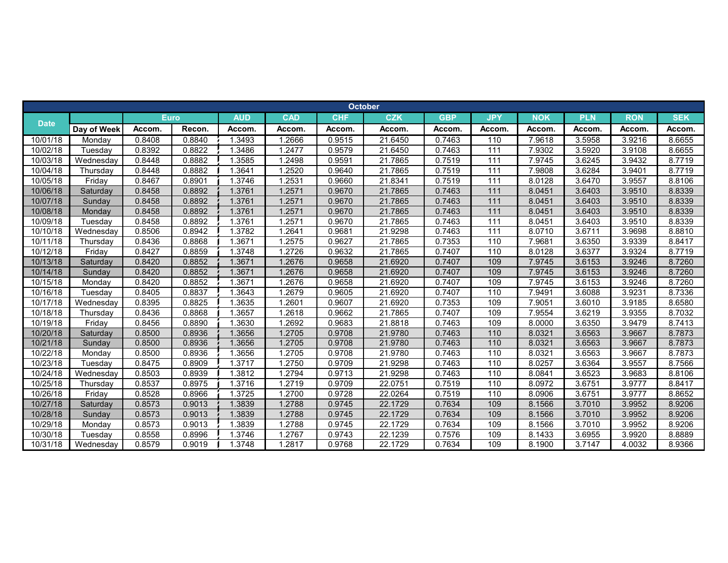| October | | | | | | | | | | | | | | |
|---|---|---|---|---|---|---|---|---|---|---|---|---|---|---|
| Date | | Euro | | AUD | CAD | CHF | CZK | GBP | JPY | NOK | PLN | RON | SEK |
| | Day of Week | Accom. | Recon. | Accom. | Accom. | Accom. | Accom. | Accom. | Accom. | Accom. | Accom. | Accom. | Accom. |
| 10/01/18 | Monday | 0.8408 | 0.8840 | 1.3493 | 1.2666 | 0.9515 | 21.6450 | 0.7463 | 110 | 7.9618 | 3.5958 | 3.9216 | 8.6655 |
| 10/02/18 | Tuesday | 0.8392 | 0.8822 | 1.3486 | 1.2477 | 0.9579 | 21.6450 | 0.7463 | 111 | 7.9302 | 3.5920 | 3.9108 | 8.6655 |
| 10/03/18 | Wednesday | 0.8448 | 0.8882 | 1.3585 | 1.2498 | 0.9591 | 21.7865 | 0.7519 | 111 | 7.9745 | 3.6245 | 3.9432 | 8.7719 |
| 10/04/18 | Thursday | 0.8448 | 0.8882 | 1.3641 | 1.2520 | 0.9640 | 21.7865 | 0.7519 | 111 | 7.9808 | 3.6284 | 3.9401 | 8.7719 |
| 10/05/18 | Friday | 0.8467 | 0.8901 | 1.3746 | 1.2531 | 0.9660 | 21.8341 | 0.7519 | 111 | 8.0128 | 3.6470 | 3.9557 | 8.8106 |
| 10/06/18 | Saturday | 0.8458 | 0.8892 | 1.3761 | 1.2571 | 0.9670 | 21.7865 | 0.7463 | 111 | 8.0451 | 3.6403 | 3.9510 | 8.8339 |
| 10/07/18 | Sunday | 0.8458 | 0.8892 | 1.3761 | 1.2571 | 0.9670 | 21.7865 | 0.7463 | 111 | 8.0451 | 3.6403 | 3.9510 | 8.8339 |
| 10/08/18 | Monday | 0.8458 | 0.8892 | 1.3761 | 1.2571 | 0.9670 | 21.7865 | 0.7463 | 111 | 8.0451 | 3.6403 | 3.9510 | 8.8339 |
| 10/09/18 | Tuesday | 0.8458 | 0.8892 | 1.3761 | 1.2571 | 0.9670 | 21.7865 | 0.7463 | 111 | 8.0451 | 3.6403 | 3.9510 | 8.8339 |
| 10/10/18 | Wednesday | 0.8506 | 0.8942 | 1.3782 | 1.2641 | 0.9681 | 21.9298 | 0.7463 | 111 | 8.0710 | 3.6711 | 3.9698 | 8.8810 |
| 10/11/18 | Thursday | 0.8436 | 0.8868 | 1.3671 | 1.2575 | 0.9627 | 21.7865 | 0.7353 | 110 | 7.9681 | 3.6350 | 3.9339 | 8.8417 |
| 10/12/18 | Friday | 0.8427 | 0.8859 | 1.3748 | 1.2726 | 0.9632 | 21.7865 | 0.7407 | 110 | 8.0128 | 3.6377 | 3.9324 | 8.7719 |
| 10/13/18 | Saturday | 0.8420 | 0.8852 | 1.3671 | 1.2676 | 0.9658 | 21.6920 | 0.7407 | 109 | 7.9745 | 3.6153 | 3.9246 | 8.7260 |
| 10/14/18 | Sunday | 0.8420 | 0.8852 | 1.3671 | 1.2676 | 0.9658 | 21.6920 | 0.7407 | 109 | 7.9745 | 3.6153 | 3.9246 | 8.7260 |
| 10/15/18 | Monday | 0.8420 | 0.8852 | 1.3671 | 1.2676 | 0.9658 | 21.6920 | 0.7407 | 109 | 7.9745 | 3.6153 | 3.9246 | 8.7260 |
| 10/16/18 | Tuesday | 0.8405 | 0.8837 | 1.3643 | 1.2679 | 0.9605 | 21.6920 | 0.7407 | 110 | 7.9491 | 3.6088 | 3.9231 | 8.7336 |
| 10/17/18 | Wednesday | 0.8395 | 0.8825 | 1.3635 | 1.2601 | 0.9607 | 21.6920 | 0.7353 | 109 | 7.9051 | 3.6010 | 3.9185 | 8.6580 |
| 10/18/18 | Thursday | 0.8436 | 0.8868 | 1.3657 | 1.2618 | 0.9662 | 21.7865 | 0.7407 | 109 | 7.9554 | 3.6219 | 3.9355 | 8.7032 |
| 10/19/18 | Friday | 0.8456 | 0.8890 | 1.3630 | 1.2692 | 0.9683 | 21.8818 | 0.7463 | 109 | 8.0000 | 3.6350 | 3.9479 | 8.7413 |
| 10/20/18 | Saturday | 0.8500 | 0.8936 | 1.3656 | 1.2705 | 0.9708 | 21.9780 | 0.7463 | 110 | 8.0321 | 3.6563 | 3.9667 | 8.7873 |
| 10/21/18 | Sunday | 0.8500 | 0.8936 | 1.3656 | 1.2705 | 0.9708 | 21.9780 | 0.7463 | 110 | 8.0321 | 3.6563 | 3.9667 | 8.7873 |
| 10/22/18 | Monday | 0.8500 | 0.8936 | 1.3656 | 1.2705 | 0.9708 | 21.9780 | 0.7463 | 110 | 8.0321 | 3.6563 | 3.9667 | 8.7873 |
| 10/23/18 | Tuesday | 0.8475 | 0.8909 | 1.3717 | 1.2750 | 0.9709 | 21.9298 | 0.7463 | 110 | 8.0257 | 3.6364 | 3.9557 | 8.7566 |
| 10/24/18 | Wednesday | 0.8503 | 0.8939 | 1.3812 | 1.2794 | 0.9713 | 21.9298 | 0.7463 | 110 | 8.0841 | 3.6523 | 3.9683 | 8.8106 |
| 10/25/18 | Thursday | 0.8537 | 0.8975 | 1.3716 | 1.2719 | 0.9709 | 22.0751 | 0.7519 | 110 | 8.0972 | 3.6751 | 3.9777 | 8.8417 |
| 10/26/18 | Friday | 0.8528 | 0.8966 | 1.3725 | 1.2700 | 0.9728 | 22.0264 | 0.7519 | 110 | 8.0906 | 3.6751 | 3.9777 | 8.8652 |
| 10/27/18 | Saturday | 0.8573 | 0.9013 | 1.3839 | 1.2788 | 0.9745 | 22.1729 | 0.7634 | 109 | 8.1566 | 3.7010 | 3.9952 | 8.9206 |
| 10/28/18 | Sunday | 0.8573 | 0.9013 | 1.3839 | 1.2788 | 0.9745 | 22.1729 | 0.7634 | 109 | 8.1566 | 3.7010 | 3.9952 | 8.9206 |
| 10/29/18 | Monday | 0.8573 | 0.9013 | 1.3839 | 1.2788 | 0.9745 | 22.1729 | 0.7634 | 109 | 8.1566 | 3.7010 | 3.9952 | 8.9206 |
| 10/30/18 | Tuesday | 0.8558 | 0.8996 | 1.3746 | 1.2767 | 0.9743 | 22.1239 | 0.7576 | 109 | 8.1433 | 3.6955 | 3.9920 | 8.8889 |
| 10/31/18 | Wednesday | 0.8579 | 0.9019 | 1.3748 | 1.2817 | 0.9768 | 22.1729 | 0.7634 | 109 | 8.1900 | 3.7147 | 4.0032 | 8.9366 |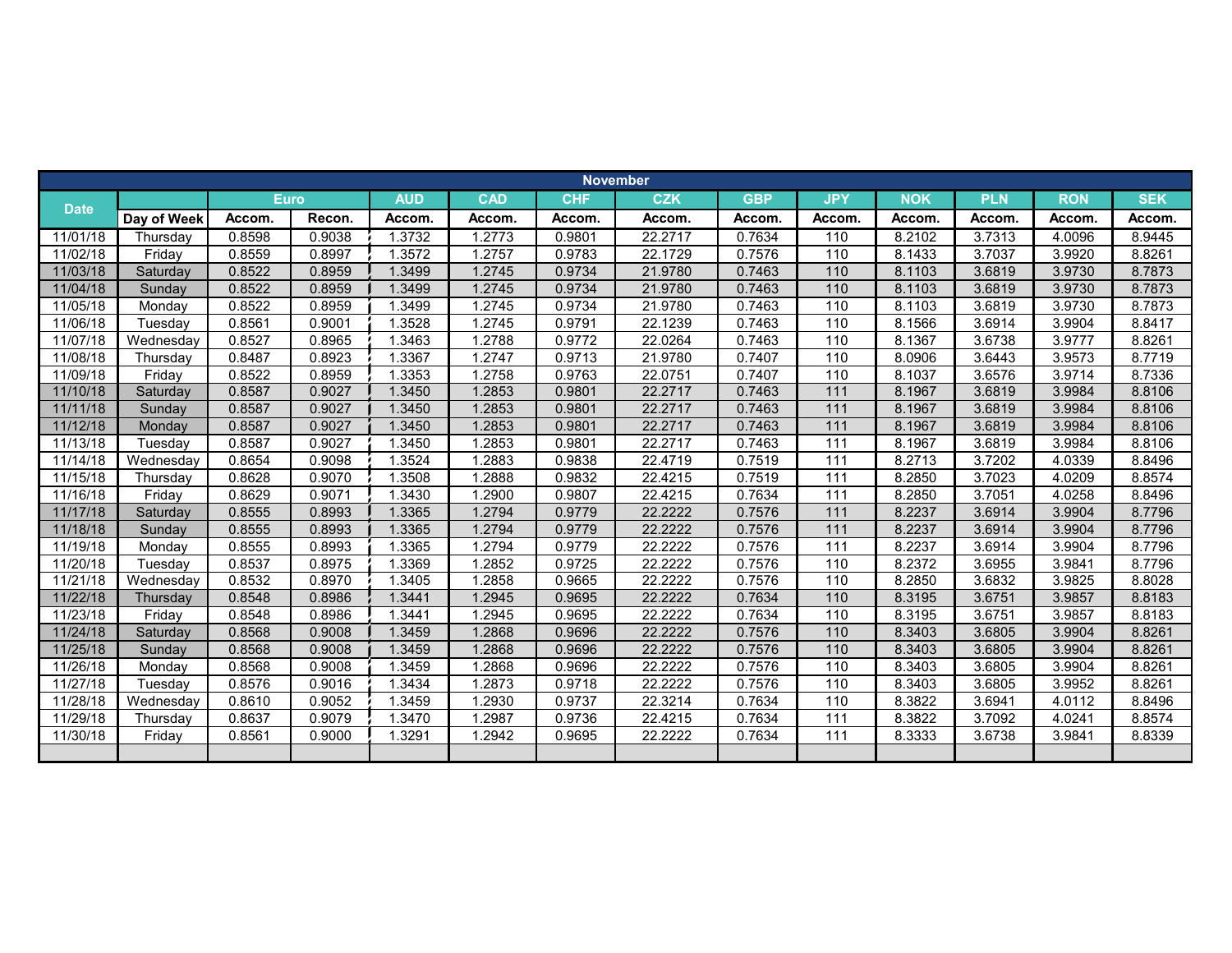| November | | | | | | | | | | | | | | |
|---|---|---|---|---|---|---|---|---|---|---|---|---|---|---|
| Date | | Euro | | AUD | CAD | CHF | CZK | GBP | JPY | NOK | PLN | RON | SEK |
| | Day of Week | Accom. | Recon. | Accom. | Accom. | Accom. | Accom. | Accom. | Accom. | Accom. | Accom. | Accom. | Accom. |
| 11/01/18 | Thursday | 0.8598 | 0.9038 | 1.3732 | 1.2773 | 0.9801 | 22.2717 | 0.7634 | 110 | 8.2102 | 3.7313 | 4.0096 | 8.9445 |
| 11/02/18 | Friday | 0.8559 | 0.8997 | 1.3572 | 1.2757 | 0.9783 | 22.1729 | 0.7576 | 110 | 8.1433 | 3.7037 | 3.9920 | 8.8261 |
| 11/03/18 | Saturday | 0.8522 | 0.8959 | 1.3499 | 1.2745 | 0.9734 | 21.9780 | 0.7463 | 110 | 8.1103 | 3.6819 | 3.9730 | 8.7873 |
| 11/04/18 | Sunday | 0.8522 | 0.8959 | 1.3499 | 1.2745 | 0.9734 | 21.9780 | 0.7463 | 110 | 8.1103 | 3.6819 | 3.9730 | 8.7873 |
| 11/05/18 | Monday | 0.8522 | 0.8959 | 1.3499 | 1.2745 | 0.9734 | 21.9780 | 0.7463 | 110 | 8.1103 | 3.6819 | 3.9730 | 8.7873 |
| 11/06/18 | Tuesday | 0.8561 | 0.9001 | 1.3528 | 1.2745 | 0.9791 | 22.1239 | 0.7463 | 110 | 8.1566 | 3.6914 | 3.9904 | 8.8417 |
| 11/07/18 | Wednesday | 0.8527 | 0.8965 | 1.3463 | 1.2788 | 0.9772 | 22.0264 | 0.7463 | 110 | 8.1367 | 3.6738 | 3.9777 | 8.8261 |
| 11/08/18 | Thursday | 0.8487 | 0.8923 | 1.3367 | 1.2747 | 0.9713 | 21.9780 | 0.7407 | 110 | 8.0906 | 3.6443 | 3.9573 | 8.7719 |
| 11/09/18 | Friday | 0.8522 | 0.8959 | 1.3353 | 1.2758 | 0.9763 | 22.0751 | 0.7407 | 110 | 8.1037 | 3.6576 | 3.9714 | 8.7336 |
| 11/10/18 | Saturday | 0.8587 | 0.9027 | 1.3450 | 1.2853 | 0.9801 | 22.2717 | 0.7463 | 111 | 8.1967 | 3.6819 | 3.9984 | 8.8106 |
| 11/11/18 | Sunday | 0.8587 | 0.9027 | 1.3450 | 1.2853 | 0.9801 | 22.2717 | 0.7463 | 111 | 8.1967 | 3.6819 | 3.9984 | 8.8106 |
| 11/12/18 | Monday | 0.8587 | 0.9027 | 1.3450 | 1.2853 | 0.9801 | 22.2717 | 0.7463 | 111 | 8.1967 | 3.6819 | 3.9984 | 8.8106 |
| 11/13/18 | Tuesday | 0.8587 | 0.9027 | 1.3450 | 1.2853 | 0.9801 | 22.2717 | 0.7463 | 111 | 8.1967 | 3.6819 | 3.9984 | 8.8106 |
| 11/14/18 | Wednesday | 0.8654 | 0.9098 | 1.3524 | 1.2883 | 0.9838 | 22.4719 | 0.7519 | 111 | 8.2713 | 3.7202 | 4.0339 | 8.8496 |
| 11/15/18 | Thursday | 0.8628 | 0.9070 | 1.3508 | 1.2888 | 0.9832 | 22.4215 | 0.7519 | 111 | 8.2850 | 3.7023 | 4.0209 | 8.8574 |
| 11/16/18 | Friday | 0.8629 | 0.9071 | 1.3430 | 1.2900 | 0.9807 | 22.4215 | 0.7634 | 111 | 8.2850 | 3.7051 | 4.0258 | 8.8496 |
| 11/17/18 | Saturday | 0.8555 | 0.8993 | 1.3365 | 1.2794 | 0.9779 | 22.2222 | 0.7576 | 111 | 8.2237 | 3.6914 | 3.9904 | 8.7796 |
| 11/18/18 | Sunday | 0.8555 | 0.8993 | 1.3365 | 1.2794 | 0.9779 | 22.2222 | 0.7576 | 111 | 8.2237 | 3.6914 | 3.9904 | 8.7796 |
| 11/19/18 | Monday | 0.8555 | 0.8993 | 1.3365 | 1.2794 | 0.9779 | 22.2222 | 0.7576 | 111 | 8.2237 | 3.6914 | 3.9904 | 8.7796 |
| 11/20/18 | Tuesday | 0.8537 | 0.8975 | 1.3369 | 1.2852 | 0.9725 | 22.2222 | 0.7576 | 110 | 8.2372 | 3.6955 | 3.9841 | 8.7796 |
| 11/21/18 | Wednesday | 0.8532 | 0.8970 | 1.3405 | 1.2858 | 0.9665 | 22.2222 | 0.7576 | 110 | 8.2850 | 3.6832 | 3.9825 | 8.8028 |
| 11/22/18 | Thursday | 0.8548 | 0.8986 | 1.3441 | 1.2945 | 0.9695 | 22.2222 | 0.7634 | 110 | 8.3195 | 3.6751 | 3.9857 | 8.8183 |
| 11/23/18 | Friday | 0.8548 | 0.8986 | 1.3441 | 1.2945 | 0.9695 | 22.2222 | 0.7634 | 110 | 8.3195 | 3.6751 | 3.9857 | 8.8183 |
| 11/24/18 | Saturday | 0.8568 | 0.9008 | 1.3459 | 1.2868 | 0.9696 | 22.2222 | 0.7576 | 110 | 8.3403 | 3.6805 | 3.9904 | 8.8261 |
| 11/25/18 | Sunday | 0.8568 | 0.9008 | 1.3459 | 1.2868 | 0.9696 | 22.2222 | 0.7576 | 110 | 8.3403 | 3.6805 | 3.9904 | 8.8261 |
| 11/26/18 | Monday | 0.8568 | 0.9008 | 1.3459 | 1.2868 | 0.9696 | 22.2222 | 0.7576 | 110 | 8.3403 | 3.6805 | 3.9904 | 8.8261 |
| 11/27/18 | Tuesday | 0.8576 | 0.9016 | 1.3434 | 1.2873 | 0.9718 | 22.2222 | 0.7576 | 110 | 8.3403 | 3.6805 | 3.9952 | 8.8261 |
| 11/28/18 | Wednesday | 0.8610 | 0.9052 | 1.3459 | 1.2930 | 0.9737 | 22.3214 | 0.7634 | 110 | 8.3822 | 3.6941 | 4.0112 | 8.8496 |
| 11/29/18 | Thursday | 0.8637 | 0.9079 | 1.3470 | 1.2987 | 0.9736 | 22.4215 | 0.7634 | 111 | 8.3822 | 3.7092 | 4.0241 | 8.8574 |
| 11/30/18 | Friday | 0.8561 | 0.9000 | 1.3291 | 1.2942 | 0.9695 | 22.2222 | 0.7634 | 111 | 8.3333 | 3.6738 | 3.9841 | 8.8339 |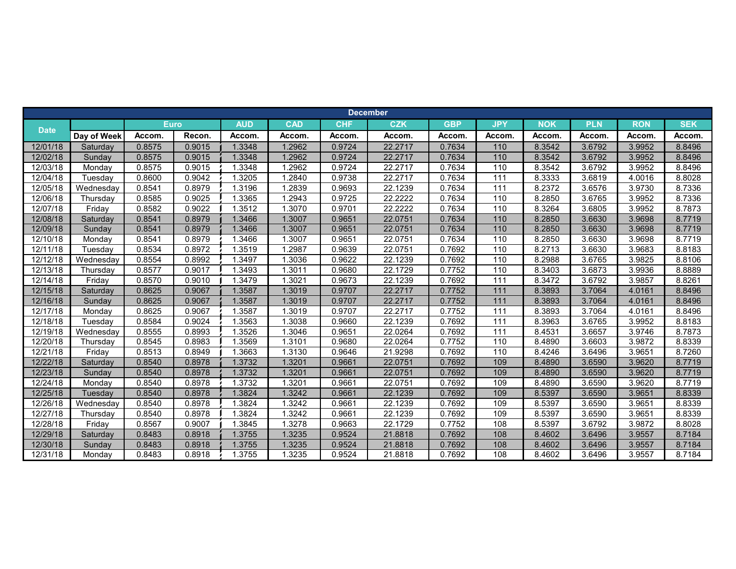| December | | | | | | | | | | | | | |
|---|---|---|---|---|---|---|---|---|---|---|---|---|---|
| Date | | Euro | | AUD | CAD | CHF | CZK | GBP | JPY | NOK | PLN | RON | SEK |
| | Day of Week | Accom. | Recon. | Accom. | Accom. | Accom. | Accom. | Accom. | Accom. | Accom. | Accom. | Accom. | Accom. |
| 12/01/18 | Saturday | 0.8575 | 0.9015 | 1.3348 | 1.2962 | 0.9724 | 22.2717 | 0.7634 | 110 | 8.3542 | 3.6792 | 3.9952 | 8.8496 |
| 12/02/18 | Sunday | 0.8575 | 0.9015 | 1.3348 | 1.2962 | 0.9724 | 22.2717 | 0.7634 | 110 | 8.3542 | 3.6792 | 3.9952 | 8.8496 |
| 12/03/18 | Monday | 0.8575 | 0.9015 | 1.3348 | 1.2962 | 0.9724 | 22.2717 | 0.7634 | 110 | 8.3542 | 3.6792 | 3.9952 | 8.8496 |
| 12/04/18 | Tuesday | 0.8600 | 0.9042 | 1.3205 | 1.2840 | 0.9738 | 22.2717 | 0.7634 | 111 | 8.3333 | 3.6819 | 4.0016 | 8.8028 |
| 12/05/18 | Wednesday | 0.8541 | 0.8979 | 1.3196 | 1.2839 | 0.9693 | 22.1239 | 0.7634 | 111 | 8.2372 | 3.6576 | 3.9730 | 8.7336 |
| 12/06/18 | Thursday | 0.8585 | 0.9025 | 1.3365 | 1.2943 | 0.9725 | 22.2222 | 0.7634 | 110 | 8.2850 | 3.6765 | 3.9952 | 8.7336 |
| 12/07/18 | Friday | 0.8582 | 0.9022 | 1.3512 | 1.3070 | 0.9701 | 22.2222 | 0.7634 | 110 | 8.3264 | 3.6805 | 3.9952 | 8.7873 |
| 12/08/18 | Saturday | 0.8541 | 0.8979 | 1.3466 | 1.3007 | 0.9651 | 22.0751 | 0.7634 | 110 | 8.2850 | 3.6630 | 3.9698 | 8.7719 |
| 12/09/18 | Sunday | 0.8541 | 0.8979 | 1.3466 | 1.3007 | 0.9651 | 22.0751 | 0.7634 | 110 | 8.2850 | 3.6630 | 3.9698 | 8.7719 |
| 12/10/18 | Monday | 0.8541 | 0.8979 | 1.3466 | 1.3007 | 0.9651 | 22.0751 | 0.7634 | 110 | 8.2850 | 3.6630 | 3.9698 | 8.7719 |
| 12/11/18 | Tuesday | 0.8534 | 0.8972 | 1.3519 | 1.2987 | 0.9639 | 22.0751 | 0.7692 | 110 | 8.2713 | 3.6630 | 3.9683 | 8.8183 |
| 12/12/18 | Wednesday | 0.8554 | 0.8992 | 1.3497 | 1.3036 | 0.9622 | 22.1239 | 0.7692 | 110 | 8.2988 | 3.6765 | 3.9825 | 8.8106 |
| 12/13/18 | Thursday | 0.8577 | 0.9017 | 1.3493 | 1.3011 | 0.9680 | 22.1729 | 0.7752 | 110 | 8.3403 | 3.6873 | 3.9936 | 8.8889 |
| 12/14/18 | Friday | 0.8570 | 0.9010 | 1.3479 | 1.3021 | 0.9673 | 22.1239 | 0.7692 | 111 | 8.3472 | 3.6792 | 3.9857 | 8.8261 |
| 12/15/18 | Saturday | 0.8625 | 0.9067 | 1.3587 | 1.3019 | 0.9707 | 22.2717 | 0.7752 | 111 | 8.3893 | 3.7064 | 4.0161 | 8.8496 |
| 12/16/18 | Sunday | 0.8625 | 0.9067 | 1.3587 | 1.3019 | 0.9707 | 22.2717 | 0.7752 | 111 | 8.3893 | 3.7064 | 4.0161 | 8.8496 |
| 12/17/18 | Monday | 0.8625 | 0.9067 | 1.3587 | 1.3019 | 0.9707 | 22.2717 | 0.7752 | 111 | 8.3893 | 3.7064 | 4.0161 | 8.8496 |
| 12/18/18 | Tuesday | 0.8584 | 0.9024 | 1.3563 | 1.3038 | 0.9660 | 22.1239 | 0.7692 | 111 | 8.3963 | 3.6765 | 3.9952 | 8.8183 |
| 12/19/18 | Wednesday | 0.8555 | 0.8993 | 1.3526 | 1.3046 | 0.9651 | 22.0264 | 0.7692 | 111 | 8.4531 | 3.6657 | 3.9746 | 8.7873 |
| 12/20/18 | Thursday | 0.8545 | 0.8983 | 1.3569 | 1.3101 | 0.9680 | 22.0264 | 0.7752 | 110 | 8.4890 | 3.6603 | 3.9872 | 8.8339 |
| 12/21/18 | Friday | 0.8513 | 0.8949 | 1.3663 | 1.3130 | 0.9646 | 21.9298 | 0.7692 | 110 | 8.4246 | 3.6496 | 3.9651 | 8.7260 |
| 12/22/18 | Saturday | 0.8540 | 0.8978 | 1.3732 | 1.3201 | 0.9661 | 22.0751 | 0.7692 | 109 | 8.4890 | 3.6590 | 3.9620 | 8.7719 |
| 12/23/18 | Sunday | 0.8540 | 0.8978 | 1.3732 | 1.3201 | 0.9661 | 22.0751 | 0.7692 | 109 | 8.4890 | 3.6590 | 3.9620 | 8.7719 |
| 12/24/18 | Monday | 0.8540 | 0.8978 | 1.3732 | 1.3201 | 0.9661 | 22.0751 | 0.7692 | 109 | 8.4890 | 3.6590 | 3.9620 | 8.7719 |
| 12/25/18 | Tuesday | 0.8540 | 0.8978 | 1.3824 | 1.3242 | 0.9661 | 22.1239 | 0.7692 | 109 | 8.5397 | 3.6590 | 3.9651 | 8.8339 |
| 12/26/18 | Wednesday | 0.8540 | 0.8978 | 1.3824 | 1.3242 | 0.9661 | 22.1239 | 0.7692 | 109 | 8.5397 | 3.6590 | 3.9651 | 8.8339 |
| 12/27/18 | Thursday | 0.8540 | 0.8978 | 1.3824 | 1.3242 | 0.9661 | 22.1239 | 0.7692 | 109 | 8.5397 | 3.6590 | 3.9651 | 8.8339 |
| 12/28/18 | Friday | 0.8567 | 0.9007 | 1.3845 | 1.3278 | 0.9663 | 22.1729 | 0.7752 | 108 | 8.5397 | 3.6792 | 3.9872 | 8.8028 |
| 12/29/18 | Saturday | 0.8483 | 0.8918 | 1.3755 | 1.3235 | 0.9524 | 21.8818 | 0.7692 | 108 | 8.4602 | 3.6496 | 3.9557 | 8.7184 |
| 12/30/18 | Sunday | 0.8483 | 0.8918 | 1.3755 | 1.3235 | 0.9524 | 21.8818 | 0.7692 | 108 | 8.4602 | 3.6496 | 3.9557 | 8.7184 |
| 12/31/18 | Monday | 0.8483 | 0.8918 | 1.3755 | 1.3235 | 0.9524 | 21.8818 | 0.7692 | 108 | 8.4602 | 3.6496 | 3.9557 | 8.7184 |